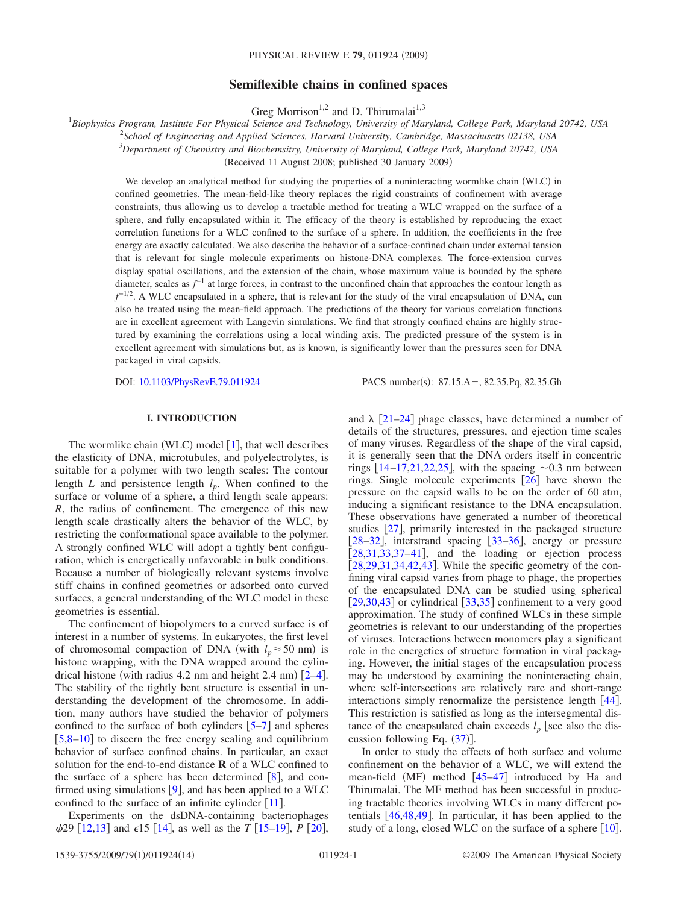# Semiflexible chains in confined spaces

Greg Morrison[1,2] and D. Thirumalai[1,3]

[1]Biophysics Program, Institute For Physical Science and Technology, University of Maryland, College Park, Maryland 20742, USA
[2]School of Engineering and Applied Sciences, Harvard University, Cambridge, Massachusetts 02138, USA
[3]Department of Chemistry and Biochemsitry, University of Maryland, College Park, Maryland 20742, USA

(Received 11 August 2008; published 30 January 2009)

We develop an analytical method for studying the properties of a noninteracting wormlike chain (WLC) in confined geometries. The mean-field-like theory replaces the rigid constraints of confinement with average constraints, thus allowing us to develop a tractable method for treating a WLC wrapped on the surface of a sphere, and fully encapsulated within it. The efficacy of the theory is established by reproducing the exact correlation functions for a WLC confined to the surface of a sphere. In addition, the coefficients in the free energy are exactly calculated. We also describe the behavior of a surface-confined chain under external tension that is relevant for single molecule experiments on histone-DNA complexes. The force-extension curves display spatial oscillations, and the extension of the chain, whose maximum value is bounded by the sphere diameter, scales as $f^{-1}$ at large forces, in contrast to the unconfined chain that approaches the contour length as $f^{-1/2}$. A WLC encapsulated in a sphere, that is relevant for the study of the viral encapsulation of DNA, can also be treated using the mean-field approach. The predictions of the theory for various correlation functions are in excellent agreement with Langevin simulations. We find that strongly confined chains are highly structured by examining the correlations using a local winding axis. The predicted pressure of the system is in excellent agreement with simulations but, as is known, is significantly lower than the pressures seen for DNA packaged in viral capsids.

DOI: 10.1103/PhysRevE.79.011924 PACS number(s): 87.15.A−, 82.35.Pq, 82.35.Gh

## I. INTRODUCTION

The wormlike chain (WLC) model [1], that well describes the elasticity of DNA, microtubules, and polyelectrolytes, is suitable for a polymer with two length scales: The contour length $L$ and persistence length $l_p$. When confined to the surface or volume of a sphere, a third length scale appears: $R$, the radius of confinement. The emergence of this new length scale drastically alters the behavior of the WLC, by restricting the conformational space available to the polymer. A strongly confined WLC will adopt a tightly bent configuration, which is energetically unfavorable in bulk conditions. Because a number of biologically relevant systems involve stiff chains in confined geometries or adsorbed onto curved surfaces, a general understanding of the WLC model in these geometries is essential.

The confinement of biopolymers to a curved surface is of interest in a number of systems. In eukaryotes, the first level of chromosomal compaction of DNA (with $l_p \approx 50$ nm) is histone wrapping, with the DNA wrapped around the cylindrical histone (with radius 4.2 nm and height 2.4 nm) [2–4]. The stability of the tightly bent structure is essential in understanding the development of the chromosome. In addition, many authors have studied the behavior of polymers confined to the surface of both cylinders [5–7] and spheres [5,8–10] to discern the free energy scaling and equilibrium behavior of surface confined chains. In particular, an exact solution for the end-to-end distance $\mathbf{R}$ of a WLC confined to the surface of a sphere has been determined [8], and confirmed using simulations [9], and has been applied to a WLC confined to the surface of an infinite cylinder [11].

Experiments on the dsDNA-containing bacteriophages $\phi 29$ [12,13] and $\epsilon 15$ [14], as well as the $T$ [15–19], $P$ [20], and $\lambda$ [21–24] phage classes, have determined a number of details of the structures, pressures, and ejection time scales of many viruses. Regardless of the shape of the viral capsid, it is generally seen that the DNA orders itself in concentric rings [14–17,21,22,25], with the spacing $\sim$0.3 nm between rings. Single molecule experiments [26] have shown the pressure on the capsid walls to be on the order of 60 atm, inducing a significant resistance to the DNA encapsulation. These observations have generated a number of theoretical studies [27], primarily interested in the packaged structure [28–32], interstrand spacing [33–36], energy or pressure [28,31,33,37–41], and the loading or ejection process [28,29,31,34,42,43]. While the specific geometry of the confining viral capsid varies from phage to phage, the properties of the encapsulated DNA can be studied using spherical [29,30,43] or cylindrical [33,35] confinement to a very good approximation. The study of confined WLCs in these simple geometries is relevant to our understanding of the properties of viruses. Interactions between monomers play a significant role in the energetics of structure formation in viral packaging. However, the initial stages of the encapsulation process may be understood by examining the noninteracting chain, where self-intersections are relatively rare and short-range interactions simply renormalize the persistence length [44]. This restriction is satisfied as long as the intersegmental distance of the encapsulated chain exceeds $l_p$ [see also the discussion following Eq. (37)].

In order to study the effects of both surface and volume confinement on the behavior of a WLC, we will extend the mean-field (MF) method [45–47] introduced by Ha and Thirumalai. The MF method has been successful in producing tractable theories involving WLCs in many different potentials [46,48,49]. In particular, it has been applied to the study of a long, closed WLC on the surface of a sphere [10].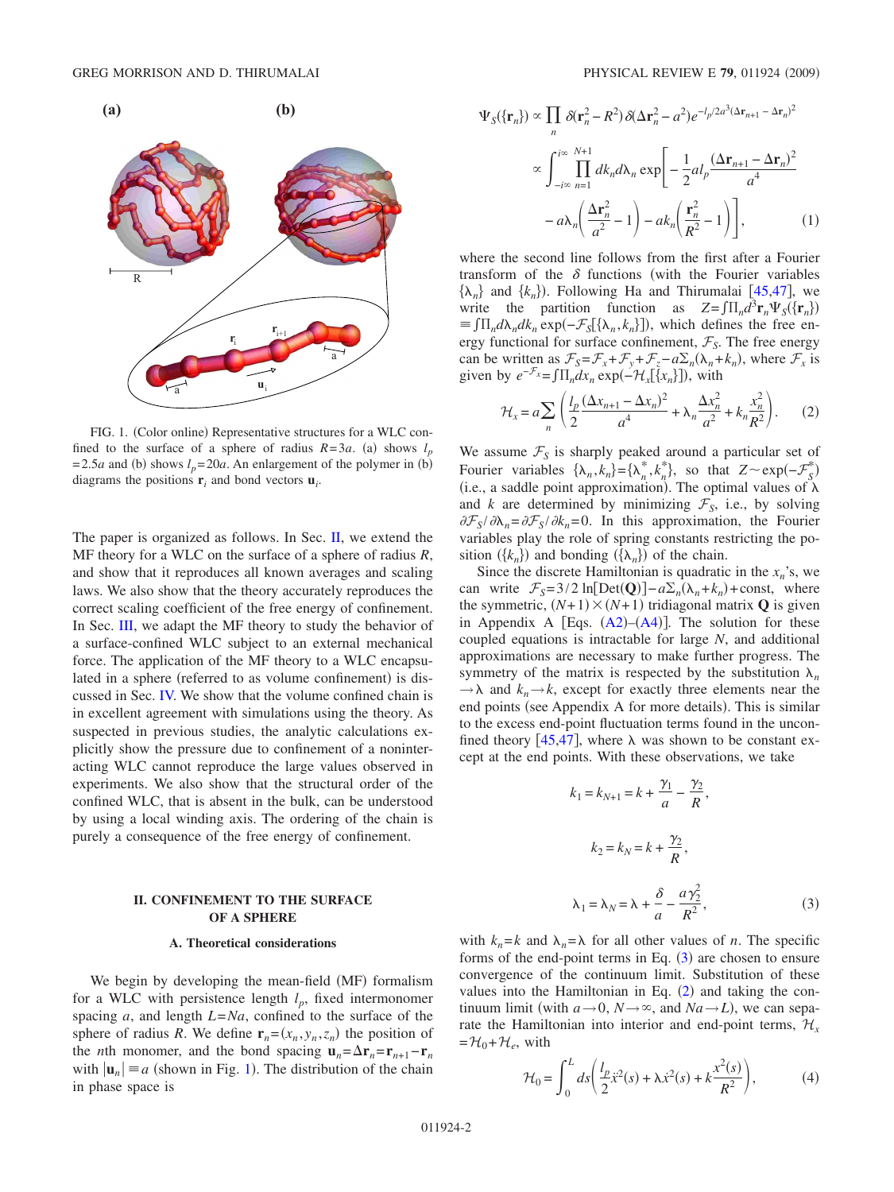FIG. 1. (Color online) Representative structures for a WLC confined to the surface of a sphere of radius $R=3a$. (a) shows $l_p=2.5a$ and (b) shows $l_p=20a$. An enlargement of the polymer in (b) diagrams the positions $\mathbf{r}_i$ and bond vectors $\mathbf{u}_i$.

The paper is organized as follows. In Sec. II, we extend the MF theory for a WLC on the surface of a sphere of radius $R$, and show that it reproduces all known averages and scaling laws. We also show that the theory accurately reproduces the correct scaling coefficient of the free energy of confinement. In Sec. III, we adapt the MF theory to study the behavior of a surface-confined WLC subject to an external mechanical force. The application of the MF theory to a WLC encapsulated in a sphere (referred to as volume confinement) is discussed in Sec. IV. We show that the volume confined chain is in excellent agreement with simulations using the theory. As suspected in previous studies, the analytic calculations explicitly show the pressure due to confinement of a noninteracting WLC cannot reproduce the large values observed in experiments. We also show that the structural order of the confined WLC, that is absent in the bulk, can be understood by using a local winding axis. The ordering of the chain is purely a consequence of the free energy of confinement.

## II. CONFINEMENT TO THE SURFACE OF A SPHERE

### A. Theoretical considerations

We begin by developing the mean-field (MF) formalism for a WLC with persistence length $l_p$, fixed intermonomer spacing $a$, and length $L=Na$, confined to the surface of the sphere of radius $R$. We define $\mathbf{r}_n=(x_n,y_n,z_n)$ the position of the $n$th monomer, and the bond spacing $\mathbf{u}_n=\Delta\mathbf{r}_n=\mathbf{r}_{n+1}-\mathbf{r}_n$ with $|\mathbf{u}_n|\equiv a$ (shown in Fig. 1). The distribution of the chain in phase space is

$$
\begin{aligned}
\Psi_S(\{\mathbf{r}_n\}) &\propto \prod_n \delta(\mathbf{r}_n^2-R^2)\delta(\Delta\mathbf{r}_n^2-a^2)e^{-l_p/2a^3(\Delta\mathbf{r}_{n+1}-\Delta\mathbf{r}_n)^2} \\
&\propto \int_{-i\infty}^{i\infty}\prod_{n=1}^{N+1} dk_n d\lambda_n \exp\Bigg[-\frac{1}{2}al_p\frac{(\Delta\mathbf{r}_{n+1}-\Delta\mathbf{r}_n)^2}{a^4} \\
&\quad - a\lambda_n\left(\frac{\Delta\mathbf{r}_n^2}{a^2}-1\right) - ak_n\left(\frac{\mathbf{r}_n^2}{R^2}-1\right)\Bigg],
\end{aligned}
\tag{1}
$$

where the second line follows from the first after a Fourier transform of the $\delta$ functions (with the Fourier variables $\{\lambda_n\}$ and $\{k_n\}$). Following Ha and Thirumalai [45,47], we write the partition function as $Z=\int\Pi_n d^3\mathbf{r}_n\Psi_S(\{\mathbf{r}_n\})\equiv\int\Pi_n d\lambda_n dk_n\exp(-\mathcal{F}_S[\{\lambda_n,k_n\}])$, which defines the free energy functional for surface confinement, $\mathcal{F}_S$. The free energy can be written as $\mathcal{F}_S=\mathcal{F}_x+\mathcal{F}_y+\mathcal{F}_z-a\Sigma_n(\lambda_n+k_n)$, where $\mathcal{F}_x$ is given by $e^{-\mathcal{F}_x}=\int\Pi_n dx_n\exp(-\mathcal{H}_x[\{x_n\}])$, with

$$
\mathcal{H}_x = a\sum_n\left(\frac{l_p}{2}\frac{(\Delta x_{n+1}-\Delta x_n)^2}{a^4}+\lambda_n\frac{\Delta x_n^2}{a^2}+k_n\frac{x_n^2}{R^2}\right).
\tag{2}
$$

We assume $\mathcal{F}_S$ is sharply peaked around a particular set of Fourier variables $\{\lambda_n,k_n\}=\{\lambda_n^*,k_n^*\}$, so that $Z\sim\exp(-\mathcal{F}_S^*)$ (i.e., a saddle point approximation). The optimal values of $\lambda$ and $k$ are determined by minimizing $\mathcal{F}_S$, i.e., by solving $\partial\mathcal{F}_S/\partial\lambda_n=\partial\mathcal{F}_S/\partial k_n=0$. In this approximation, the Fourier variables play the role of spring constants restricting the position ($\{k_n\}$) and bonding ($\{\lambda_n\}$) of the chain.

Since the discrete Hamiltonian is quadratic in the $x_n$'s, we can write $\mathcal{F}_S=3/2\ln[\mathrm{Det}(\mathbf{Q})]-a\Sigma_n(\lambda_n+k_n)+\text{const}$, where the symmetric, $(N+1)\times(N+1)$ tridiagonal matrix $\mathbf{Q}$ is given in Appendix A [Eqs. (A2)–(A4)]. The solution for these coupled equations is intractable for large $N$, and additional approximations are necessary to make further progress. The symmetry of the matrix is respected by the substitution $\lambda_n\to\lambda$ and $k_n\to k$, except for exactly three elements near the end points (see Appendix A for more details). This is similar to the excess end-point fluctuation terms found in the unconfined theory [45,47], where $\lambda$ was shown to be constant except at the end points. With these observations, we take

$$
k_1 = k_{N+1} = k + \frac{\gamma_1}{a} - \frac{\gamma_2}{R},
$$

$$
k_2 = k_N = k + \frac{\gamma_2}{R},
$$

$$
\lambda_1 = \lambda_N = \lambda + \frac{\delta}{a} - \frac{a\gamma_2^2}{R^2},
\tag{3}
$$

with $k_n=k$ and $\lambda_n=\lambda$ for all other values of $n$. The specific forms of the end-point terms in Eq. (3) are chosen to ensure convergence of the continuum limit. Substitution of these values into the Hamiltonian in Eq. (2) and taking the continuum limit (with $a\to 0$, $N\to\infty$, and $Na\to L$), we can separate the Hamiltonian into interior and end-point terms, $\mathcal{H}_x=\mathcal{H}_0+\mathcal{H}_e$, with

$$
\mathcal{H}_0 = \int_0^L ds\left(\frac{l_p}{2}\ddot{x}^2(s)+\lambda\dot{x}^2(s)+k\frac{x^2(s)}{R^2}\right),
\tag{4}
$$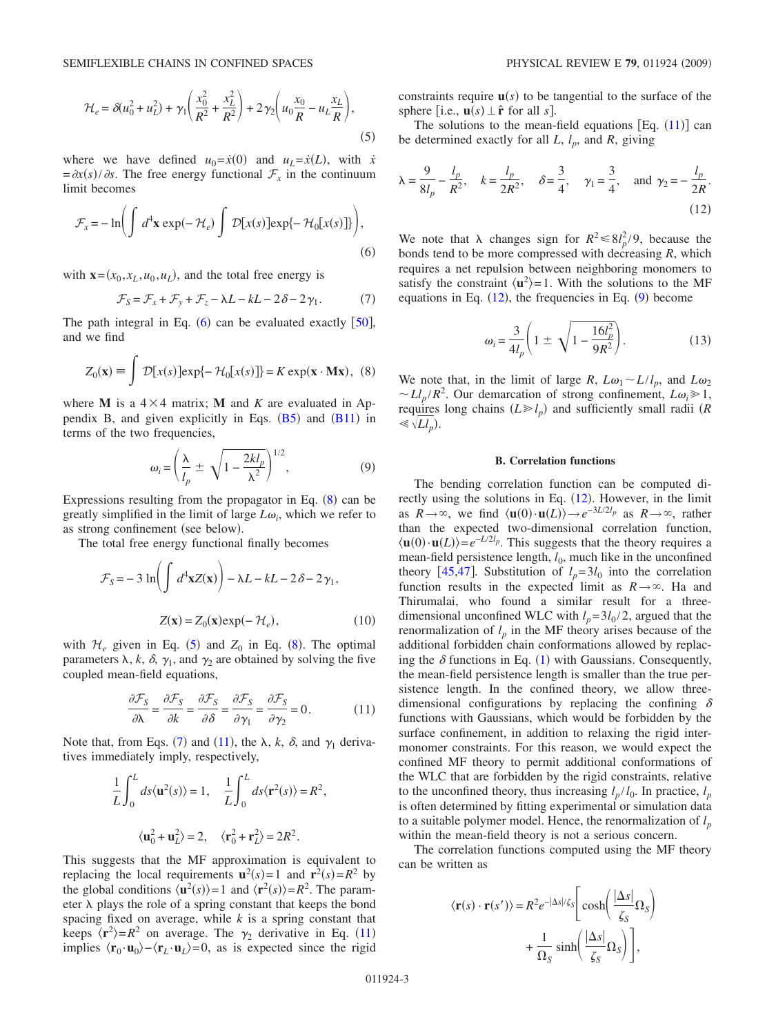$$\mathcal{H}_e = \delta(u_0^2 + u_L^2) + \gamma_1\left(\frac{x_0^2}{R^2} + \frac{x_L^2}{R^2}\right) + 2\gamma_2\left(u_0\frac{x_0}{R} - u_L\frac{x_L}{R}\right), \tag{5}$$

where we have defined $u_0 = \dot{x}(0)$ and $u_L = \dot{x}(L)$, with $\dot{x} = \partial x(s)/\partial s$. The free energy functional $\mathcal{F}_x$ in the continuum limit becomes

$$\mathcal{F}_x = -\ln\left(\int d^4\mathbf{x}\exp(-\mathcal{H}_e)\int \mathcal{D}[x(s)]\exp\{-\mathcal{H}_0[x(s)]\}\right), \tag{6}$$

with $\mathbf{x} = (x_0, x_L, u_0, u_L)$, and the total free energy is

$$\mathcal{F}_S = \mathcal{F}_x + \mathcal{F}_y + \mathcal{F}_z - \lambda L - kL - 2\delta - 2\gamma_1. \tag{7}$$

The path integral in Eq. (6) can be evaluated exactly [50], and we find

$$Z_0(\mathbf{x}) \equiv \int \mathcal{D}[x(s)]\exp\{-\mathcal{H}_0[x(s)]\} = K\exp(\mathbf{x}\cdot\mathbf{M}\mathbf{x}), \tag{8}$$

where $\mathbf{M}$ is a $4\times 4$ matrix; $\mathbf{M}$ and $K$ are evaluated in Appendix B, and given explicitly in Eqs. (B5) and (B11) in terms of the two frequencies,

$$\omega_i = \left(\frac{\lambda}{l_p} \pm \sqrt{1 - \frac{2kl_p}{\lambda^2}}\right)^{1/2}, \tag{9}$$

Expressions resulting from the propagator in Eq. (8) can be greatly simplified in the limit of large $L\omega_i$, which we refer to as strong confinement (see below).

The total free energy functional finally becomes

$$\mathcal{F}_S = -3\ln\left(\int d^4\mathbf{x}Z(\mathbf{x})\right) - \lambda L - kL - 2\delta - 2\gamma_1,$$

$$Z(\mathbf{x}) = Z_0(\mathbf{x})\exp(-\mathcal{H}_e), \tag{10}$$

with $\mathcal{H}_e$ given in Eq. (5) and $Z_0$ in Eq. (8). The optimal parameters $\lambda$, $k$, $\delta$, $\gamma_1$, and $\gamma_2$ are obtained by solving the five coupled mean-field equations,

$$\frac{\partial\mathcal{F}_S}{\partial\lambda} = \frac{\partial\mathcal{F}_S}{\partial k} = \frac{\partial\mathcal{F}_S}{\partial\delta} = \frac{\partial\mathcal{F}_S}{\partial\gamma_1} = \frac{\partial\mathcal{F}_S}{\partial\gamma_2} = 0. \tag{11}$$

Note that, from Eqs. (7) and (11), the $\lambda$, $k$, $\delta$, and $\gamma_1$ derivatives immediately imply, respectively,

$$\frac{1}{L}\int_0^L ds\langle\mathbf{u}^2(s)\rangle = 1, \quad \frac{1}{L}\int_0^L ds\langle\mathbf{r}^2(s)\rangle = R^2,$$

$$\langle\mathbf{u}_0^2 + \mathbf{u}_L^2\rangle = 2, \quad \langle\mathbf{r}_0^2 + \mathbf{r}_L^2\rangle = 2R^2.$$

This suggests that the MF approximation is equivalent to replacing the local requirements $\mathbf{u}^2(s) = 1$ and $\mathbf{r}^2(s) = R^2$ by the global conditions $\langle\mathbf{u}^2(s)\rangle = 1$ and $\langle\mathbf{r}^2(s)\rangle = R^2$. The parameter $\lambda$ plays the role of a spring constant that keeps the bond spacing fixed on average, while $k$ is a spring constant that keeps $\langle\mathbf{r}^2\rangle = R^2$ on average. The $\gamma_2$ derivative in Eq. (11) implies $\langle\mathbf{r}_0\cdot\mathbf{u}_0\rangle - \langle\mathbf{r}_L\cdot\mathbf{u}_L\rangle = 0$, as is expected since the rigid constraints require $\mathbf{u}(s)$ to be tangential to the surface of the sphere [i.e., $\mathbf{u}(s)\perp\hat{\mathbf{r}}$ for all $s$].

The solutions to the mean-field equations [Eq. (11)] can be determined exactly for all $L$, $l_p$, and $R$, giving

$$\lambda = \frac{9}{8l_p} - \frac{l_p}{R^2}, \quad k = \frac{l_p}{2R^2}, \quad \delta = \frac{3}{4}, \quad \gamma_1 = \frac{3}{4}, \quad \text{and } \gamma_2 = -\frac{l_p}{2R}. \tag{12}$$

We note that $\lambda$ changes sign for $R^2 \leq 8l_p^2/9$, because the bonds tend to be more compressed with decreasing $R$, which requires a net repulsion between neighboring monomers to satisfy the constraint $\langle\mathbf{u}^2\rangle = 1$. With the solutions to the MF equations in Eq. (12), the frequencies in Eq. (9) become

$$\omega_i = \frac{3}{4l_p}\left(1 \pm \sqrt{1 - \frac{16l_p^2}{9R^2}}\right). \tag{13}$$

We note that, in the limit of large $R$, $L\omega_1 \sim L/l_p$, and $L\omega_2 \sim Ll_p/R^2$. Our demarcation of strong confinement, $L\omega_i \gg 1$, requires long chains ($L \gg l_p$) and sufficiently small radii ($R \ll \sqrt{Ll_p}$).

### B. Correlation functions

The bending correlation function can be computed directly using the solutions in Eq. (12). However, in the limit as $R\to\infty$, we find $\langle\mathbf{u}(0)\cdot\mathbf{u}(L)\rangle \to e^{-3L/2l_p}$ as $R\to\infty$, rather than the expected two-dimensional correlation function, $\langle\mathbf{u}(0)\cdot\mathbf{u}(L)\rangle = e^{-L/2l_p}$. This suggests that the theory requires a mean-field persistence length, $l_0$, much like in the unconfined theory [45,47]. Substitution of $l_p = 3l_0$ into the correlation function results in the expected limit as $R\to\infty$. Ha and Thirumalai, who found a similar result for a three-dimensional unconfined WLC with $l_p = 3l_0/2$, argued that the renormalization of $l_p$ in the MF theory arises because of the additional forbidden chain conformations allowed by replacing the $\delta$ functions in Eq. (1) with Gaussians. Consequently, the mean-field persistence length is smaller than the true persistence length. In the confined theory, we allow three-dimensional configurations by replacing the confining $\delta$ functions with Gaussians, which would be forbidden by the surface confinement, in addition to relaxing the rigid intermonomer constraints. For this reason, we would expect the confined MF theory to permit additional conformations of the WLC that are forbidden by the rigid constraints, relative to the unconfined theory, thus increasing $l_p/l_0$. In practice, $l_p$ is often determined by fitting experimental or simulation data to a suitable polymer model. Hence, the renormalization of $l_p$ within the mean-field theory is not a serious concern.

The correlation functions computed using the MF theory can be written as

$$\langle\mathbf{r}(s)\cdot\mathbf{r}(s')\rangle = R^2 e^{-|\Delta s|/\zeta_S}\left[\cosh\left(\frac{|\Delta s|}{\zeta_S}\Omega_S\right) + \frac{1}{\Omega_S}\sinh\left(\frac{|\Delta s|}{\zeta_S}\Omega_S\right)\right],$$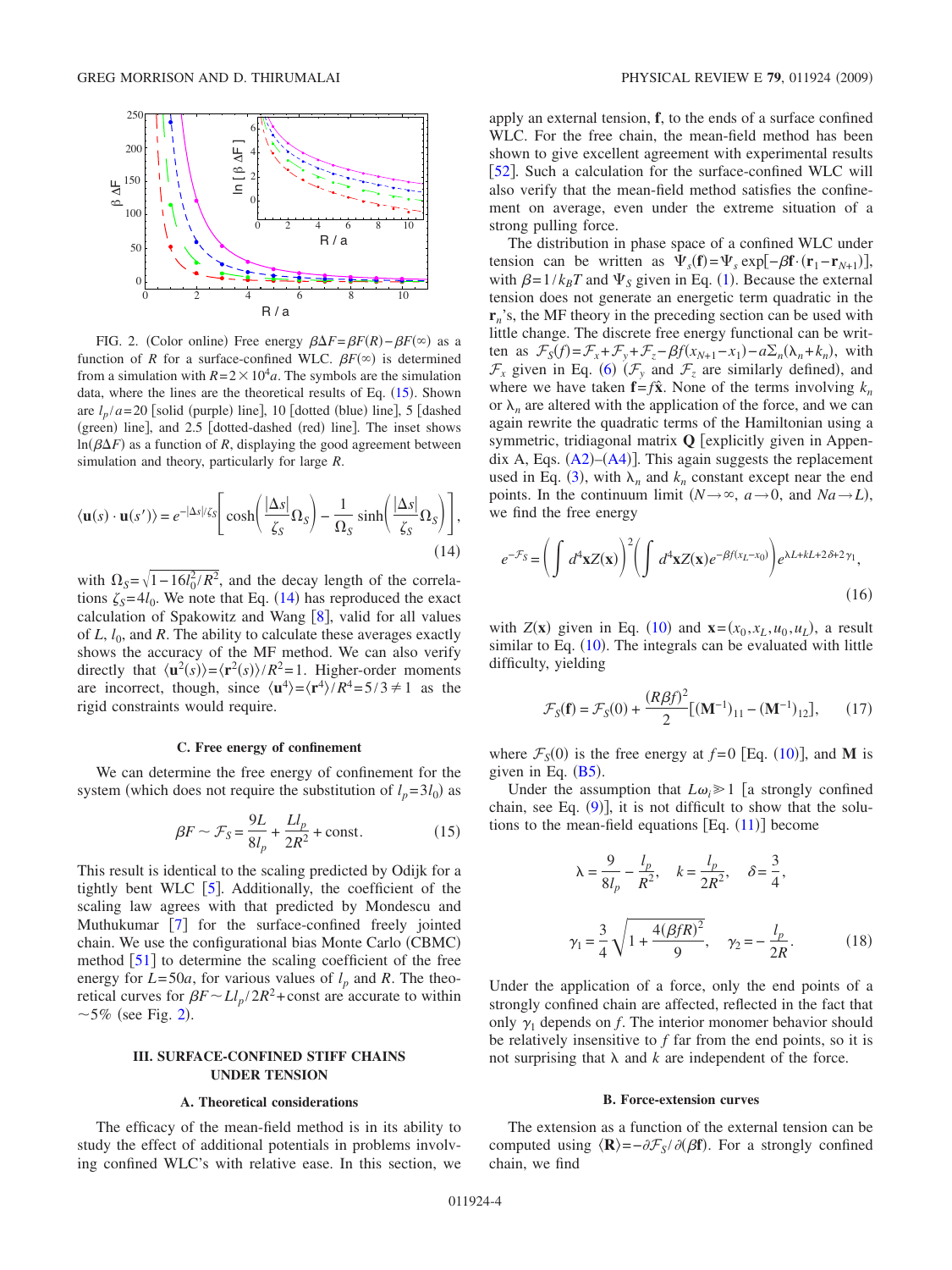FIG. 2. (Color online) Free energy $\beta\Delta F = \beta F(R) - \beta F(\infty)$ as a function of $R$ for a surface-confined WLC. $\beta F(\infty)$ is determined from a simulation with $R = 2\times 10^4 a$. The symbols are the simulation data, where the lines are the theoretical results of Eq. (15). Shown are $l_p/a = 20$ [solid (purple) line], 10 [dotted (blue) line], 5 [dashed (green) line], and 2.5 [dotted-dashed (red) line]. The inset shows $\ln(\beta\Delta F)$ as a function of $R$, displaying the good agreement between simulation and theory, particularly for large $R$.

$$\langle \mathbf{u}(s)\cdot\mathbf{u}(s')\rangle = e^{-|\Delta s|/\zeta_S}\left[\cosh\left(\frac{|\Delta s|}{\zeta_S}\Omega_S\right) - \frac{1}{\Omega_S}\sinh\left(\frac{|\Delta s|}{\zeta_S}\Omega_S\right)\right], \tag{14}$$

with $\Omega_S = \sqrt{1 - 16 l_0^2/R^2}$, and the decay length of the correlations $\zeta_S = 4 l_0$. We note that Eq. (14) has reproduced the exact calculation of Spakowitz and Wang [8], valid for all values of $L$, $l_0$, and $R$. The ability to calculate these averages exactly shows the accuracy of the MF method. We can also verify directly that $\langle \mathbf{u}^2(s)\rangle = \langle \mathbf{r}^2(s)\rangle/R^2 = 1$. Higher-order moments are incorrect, though, since $\langle \mathbf{u}^4\rangle = \langle \mathbf{r}^4\rangle/R^4 = 5/3 \neq 1$ as the rigid constraints would require.

### C. Free energy of confinement

We can determine the free energy of confinement for the system (which does not require the substitution of $l_p = 3 l_0$) as

$$\beta F \sim \mathcal{F}_S = \frac{9L}{8 l_p} + \frac{L l_p}{2R^2} + \text{const}. \tag{15}$$

This result is identical to the scaling predicted by Odijk for a tightly bent WLC [5]. Additionally, the coefficient of the scaling law agrees with that predicted by Mondescu and Muthukumar [7] for the surface-confined freely jointed chain. We use the configurational bias Monte Carlo (CBMC) method [51] to determine the scaling coefficient of the free energy for $L = 50a$, for various values of $l_p$ and $R$. The theoretical curves for $\beta F \sim L l_p/2R^2 + \text{const}$ are accurate to within $\sim 5\%$ (see Fig. 2).

## III. SURFACE-CONFINED STIFF CHAINS UNDER TENSION

### A. Theoretical considerations

The efficacy of the mean-field method is in its ability to study the effect of additional potentials in problems involving confined WLC's with relative ease. In this section, we apply an external tension, $\mathbf{f}$, to the ends of a surface confined WLC. For the free chain, the mean-field method has been shown to give excellent agreement with experimental results [52]. Such a calculation for the surface-confined WLC will also verify that the mean-field method satisfies the confinement on average, even under the extreme situation of a strong pulling force.

The distribution in phase space of a confined WLC under tension can be written as $\Psi_s(\mathbf{f}) = \Psi_s \exp[-\beta \mathbf{f}\cdot(\mathbf{r}_1 - \mathbf{r}_{N+1})]$, with $\beta = 1/k_B T$ and $\Psi_S$ given in Eq. (1). Because the external tension does not generate an energetic term quadratic in the $\mathbf{r}_n$'s, the MF theory in the preceding section can be used with little change. The discrete free energy functional can be written as $\mathcal{F}_S(f) = \mathcal{F}_x + \mathcal{F}_y + \mathcal{F}_z - \beta f(x_{N+1} - x_1) - a\Sigma_n(\lambda_n + k_n)$, with $\mathcal{F}_x$ given in Eq. (6) ($\mathcal{F}_y$ and $\mathcal{F}_z$ are similarly defined), and where we have taken $\mathbf{f} = f\hat{\mathbf{x}}$. None of the terms involving $k_n$ or $\lambda_n$ are altered with the application of the force, and we can again rewrite the quadratic terms of the Hamiltonian using a symmetric, tridiagonal matrix $\mathbf{Q}$ [explicitly given in Appendix A, Eqs. (A2)–(A4)]. This again suggests the replacement used in Eq. (3), with $\lambda_n$ and $k_n$ constant except near the end points. In the continuum limit ($N\to\infty$, $a\to 0$, and $Na \to L$), we find the free energy

$$e^{-\mathcal{F}_S} = \left(\int d^4\mathbf{x} Z(\mathbf{x})\right)^2 \left(\int d^4\mathbf{x} Z(\mathbf{x}) e^{-\beta f(x_L - x_0)}\right) e^{\lambda L + kL + 2\delta + 2\gamma_1}, \tag{16}$$

with $Z(\mathbf{x})$ given in Eq. (10) and $\mathbf{x} = (x_0, x_L, u_0, u_L)$, a result similar to Eq. (10). The integrals can be evaluated with little difficulty, yielding

$$\mathcal{F}_S(\mathbf{f}) = \mathcal{F}_S(0) + \frac{(R\beta f)^2}{2}[(\mathbf{M}^{-1})_{11} - (\mathbf{M}^{-1})_{12}], \tag{17}$$

where $\mathcal{F}_S(0)$ is the free energy at $f = 0$ [Eq. (10)], and $\mathbf{M}$ is given in Eq. (B5).

Under the assumption that $L\omega_i \gg 1$ [a strongly confined chain, see Eq. (9)], it is not difficult to show that the solutions to the mean-field equations [Eq. (11)] become

$$\lambda = \frac{9}{8 l_p} - \frac{l_p}{R^2}, \quad k = \frac{l_p}{2R^2}, \quad \delta = \frac{3}{4},$$

$$\gamma_1 = \frac{3}{4}\sqrt{1 + \frac{4(\beta f R)^2}{9}}, \quad \gamma_2 = -\frac{l_p}{2R}. \tag{18}$$

Under the application of a force, only the end points of a strongly confined chain are affected, reflected in the fact that only $\gamma_1$ depends on $f$. The interior monomer behavior should be relatively insensitive to $f$ far from the end points, so it is not surprising that $\lambda$ and $k$ are independent of the force.

### B. Force-extension curves

The extension as a function of the external tension can be computed using $\langle \mathbf{R}\rangle = -\partial \mathcal{F}_S/\partial(\beta \mathbf{f})$. For a strongly confined chain, we find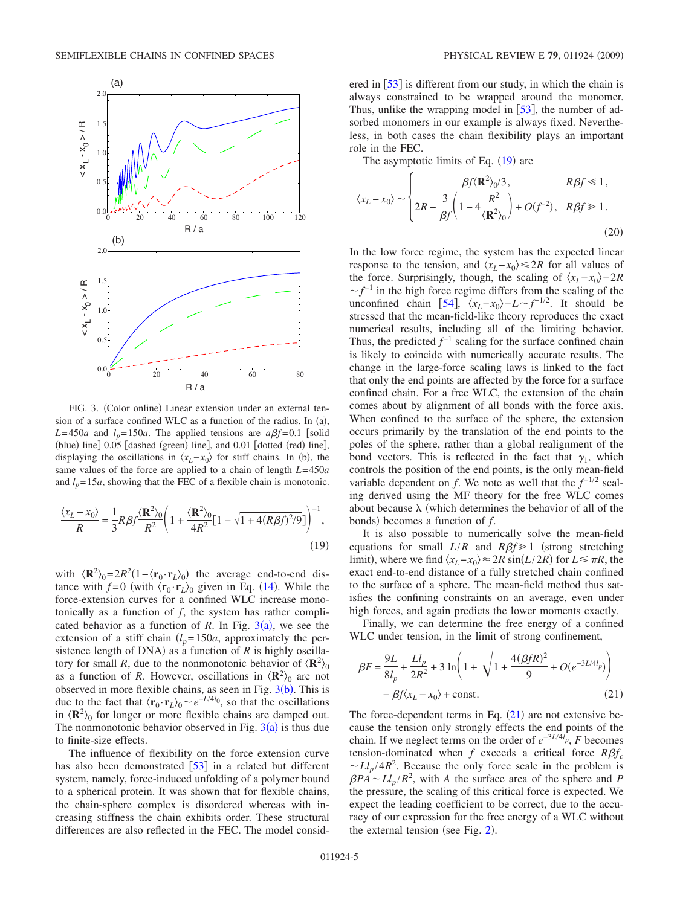FIG. 3. (Color online) Linear extension under an external tension of a surface confined WLC as a function of the radius. In (a), $L=450a$ and $l_p=150a$. The applied tensions are $a\beta f=0.1$ [solid (blue) line] 0.05 [dashed (green) line], and 0.01 [dotted (red) line], displaying the oscillations in $\langle x_L - x_0 \rangle$ for stiff chains. In (b), the same values of the force are applied to a chain of length $L=450a$ and $l_p=15a$, showing that the FEC of a flexible chain is monotonic.

$$\frac{\langle x_L - x_0\rangle}{R} = \frac{1}{3}R\beta f \frac{\langle \mathbf{R}^2\rangle_0}{R^2}\left(1 + \frac{\langle \mathbf{R}^2\rangle_0}{4R^2}\left[1-\sqrt{1+4(R\beta f)^2/9}\right]\right)^{-1}, \tag{19}$$

with $\langle \mathbf{R}^2\rangle_0 = 2R^2(1-\langle \mathbf{r}_0 \cdot \mathbf{r}_L\rangle_0)$ the average end-to-end distance with $f=0$ (with $\langle \mathbf{r}_0 \cdot \mathbf{r}_L\rangle_0$ given in Eq. (14). While the force-extension curves for a confined WLC increase monotonically as a function of $f$, the system has rather complicated behavior as a function of $R$. In Fig. 3(a), we see the extension of a stiff chain ($l_p=150a$, approximately the persistence length of DNA) as a function of $R$ is highly oscillatory for small $R$, due to the nonmonotonic behavior of $\langle \mathbf{R}^2\rangle_0$ as a function of $R$. However, oscillations in $\langle \mathbf{R}^2\rangle_0$ are not observed in more flexible chains, as seen in Fig. 3(b). This is due to the fact that $\langle \mathbf{r}_0 \cdot \mathbf{r}_L\rangle_0 \sim e^{-L/4l_0}$, so that the oscillations in $\langle \mathbf{R}^2\rangle_0$ for longer or more flexible chains are damped out. The nonmonotonic behavior observed in Fig. 3(a) is thus due to finite-size effects.

The influence of flexibility on the force extension curve has also been demonstrated [53] in a related but different system, namely, force-induced unfolding of a polymer bound to a spherical protein. It was shown that for flexible chains, the chain-sphere complex is disordered whereas with increasing stiffness the chain exhibits order. These structural differences are also reflected in the FEC. The model considered in [53] is different from our study, in which the chain is always constrained to be wrapped around the monomer. Thus, unlike the wrapping model in [53], the number of adsorbed monomers in our example is always fixed. Nevertheless, in both cases the chain flexibility plays an important role in the FEC.

The asymptotic limits of Eq. (19) are

$$\langle x_L - x_0\rangle \sim \begin{cases} \beta f \langle \mathbf{R}^2\rangle_0/3, & R\beta f \ll 1, \\ 2R - \dfrac{3}{\beta f}\left(1 - 4\dfrac{R^2}{\langle \mathbf{R}^2\rangle_0}\right) + O(f^{-2}), & R\beta f \gg 1. \end{cases} \tag{20}$$

In the low force regime, the system has the expected linear response to the tension, and $\langle x_L - x_0\rangle \leqslant 2R$ for all values of the force. Surprisingly, though, the scaling of $\langle x_L - x_0\rangle - 2R \sim f^{-1}$ in the high force regime differs from the scaling of the unconfined chain [54], $\langle x_L - x_0\rangle - L \sim f^{-1/2}$. It should be stressed that the mean-field-like theory reproduces the exact numerical results, including all of the limiting behavior. Thus, the predicted $f^{-1}$ scaling for the surface confined chain is likely to coincide with numerically accurate results. The change in the large-force scaling laws is linked to the fact that only the end points are affected by the force for a surface confined chain. For a free WLC, the extension of the chain comes about by alignment of all bonds with the force axis. When confined to the surface of the sphere, the extension occurs primarily by the translation of the end points to the poles of the sphere, rather than a global realignment of the bond vectors. This is reflected in the fact that $\gamma_1$, which controls the position of the end points, is the only mean-field variable dependent on $f$. We note as well that the $f^{-1/2}$ scaling derived using the MF theory for the free WLC comes about because $\lambda$ (which determines the behavior of all of the bonds) becomes a function of $f$.

It is also possible to numerically solve the mean-field equations for small $L/R$ and $R\beta f \gg 1$ (strong stretching limit), where we find $\langle x_L - x_0\rangle \approx 2R\sin(L/2R)$ for $L \leqslant \pi R$, the exact end-to-end distance of a fully stretched chain confined to the surface of a sphere. The mean-field method thus satisfies the confining constraints on an average, even under high forces, and again predicts the lower moments exactly.

Finally, we can determine the free energy of a confined WLC under tension, in the limit of strong confinement,

$$\beta F = \frac{9L}{8l_p} + \frac{Ll_p}{2R^2} + 3\ln\left(1 + \sqrt{1 + \frac{4(\beta f R)^2}{9}} + O(e^{-3L/4l_p})\right) - \beta f \langle x_L - x_0\rangle + \text{const}. \tag{21}$$

The force-dependent terms in Eq. (21) are not extensive because the tension only strongly effects the end points of the chain. If we neglect terms on the order of $e^{-3L/4l_p}$, $F$ becomes tension-dominated when $f$ exceeds a critical force $R\beta f_c \sim Ll_p/4R^2$. Because the only force scale in the problem is $\beta PA \sim Ll_p/R^2$, with $A$ the surface area of the sphere and $P$ the pressure, the scaling of this critical force is expected. We expect the leading coefficient to be correct, due to the accuracy of our expression for the free energy of a WLC without the external tension (see Fig. 2).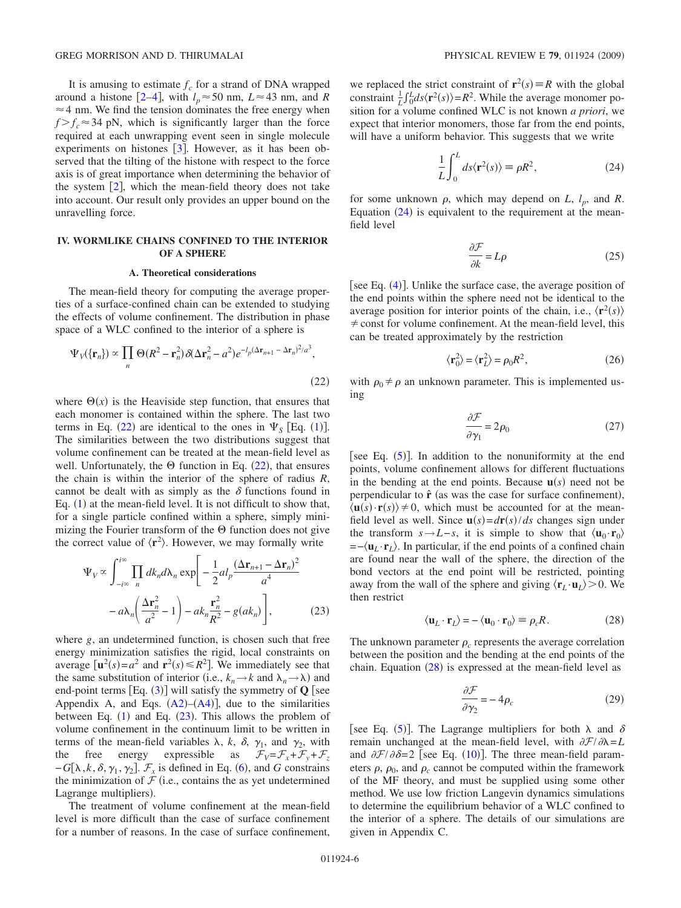It is amusing to estimate $f_c$ for a strand of DNA wrapped around a histone [2–4], with $l_p \approx 50$ nm, $L \approx 43$ nm, and $R \approx 4$ nm. We find the tension dominates the free energy when $f > f_c \approx 34$ pN, which is significantly larger than the force required at each unwrapping event seen in single molecule experiments on histones [3]. However, as it has been observed that the tilting of the histone with respect to the force axis is of great importance when determining the behavior of the system [2], which the mean-field theory does not take into account. Our result only provides an upper bound on the unravelling force.

## IV. WORMLIKE CHAINS CONFINED TO THE INTERIOR OF A SPHERE

### A. Theoretical considerations

The mean-field theory for computing the average properties of a surface-confined chain can be extended to studying the effects of volume confinement. The distribution in phase space of a WLC confined to the interior of a sphere is

$$\Psi_V(\{\mathbf{r}_n\}) \propto \prod_n \Theta(R^2 - \mathbf{r}_n^2)\delta(\Delta \mathbf{r}_n^2 - a^2)e^{-l_p(\Delta \mathbf{r}_{n+1} - \Delta \mathbf{r}_n)^2/a^3}, \tag{22}$$

where $\Theta(x)$ is the Heaviside step function, that ensures that each monomer is contained within the sphere. The last two terms in Eq. (22) are identical to the ones in $\Psi_S$ [Eq. (1)]. The similarities between the two distributions suggest that volume confinement can be treated at the mean-field level as well. Unfortunately, the $\Theta$ function in Eq. (22), that ensures the chain is within the interior of the sphere of radius $R$, cannot be dealt with as simply as the $\delta$ functions found in Eq. (1) at the mean-field level. It is not difficult to show that, for a single particle confined within a sphere, simply minimizing the Fourier transform of the $\Theta$ function does not give the correct value of $\langle \mathbf{r}^2 \rangle$. However, we may formally write

$$\Psi_V \propto \int_{-i\infty}^{i\infty} \prod_n dk_n d\lambda_n \exp\left[ -\frac{1}{2} a l_p \frac{(\Delta \mathbf{r}_{n+1} - \Delta \mathbf{r}_n)^2}{a^4} - a\lambda_n\left(\frac{\Delta \mathbf{r}_n^2}{a^2} - 1\right) - ak_n \frac{\mathbf{r}_n^2}{R^2} - g(ak_n)\right], \tag{23}$$

where $g$, an undetermined function, is chosen such that free energy minimization satisfies the rigid, local constraints on average [$\mathbf{u}^2(s) = a^2$ and $\mathbf{r}^2(s) \leq R^2$]. We immediately see that the same substitution of interior (i.e., $k_n \to k$ and $\lambda_n \to \lambda$) and end-point terms [Eq. (3)] will satisfy the symmetry of $\mathbf{Q}$ [see Appendix A, and Eqs. (A2)–(A4)], due to the similarities between Eq. (1) and Eq. (23). This allows the problem of volume confinement in the continuum limit to be written in terms of the mean-field variables $\lambda$, $k$, $\delta$, $\gamma_1$, and $\gamma_2$, with the free energy expressible as $\mathcal{F}_V = \mathcal{F}_x + \mathcal{F}_y + \mathcal{F}_z - G[\lambda, k, \delta, \gamma_1, \gamma_2]$. $\mathcal{F}_x$ is defined in Eq. (6), and $G$ constrains the minimization of $\mathcal{F}$ (i.e., contains the as yet undetermined Lagrange multipliers).

The treatment of volume confinement at the mean-field level is more difficult than the case of surface confinement for a number of reasons. In the case of surface confinement, we replaced the strict constraint of $\mathbf{r}^2(s) \equiv R$ with the global constraint $\frac{1}{L}\int_0^L ds \langle \mathbf{r}^2(s)\rangle = R^2$. While the average monomer position for a volume confined WLC is not known *a priori*, we expect that interior monomers, those far from the end points, will have a uniform behavior. This suggests that we write

$$\frac{1}{L}\int_0^L ds \langle \mathbf{r}^2(s)\rangle \equiv \rho R^2, \tag{24}$$

for some unknown $\rho$, which may depend on $L$, $l_p$, and $R$. Equation (24) is equivalent to the requirement at the mean-field level

$$\frac{\partial \mathcal{F}}{\partial k} = L\rho \tag{25}$$

[see Eq. (4)]. Unlike the surface case, the average position of the end points within the sphere need not be identical to the average position for interior points of the chain, i.e., $\langle \mathbf{r}^2(s)\rangle \neq \text{const}$ for volume confinement. At the mean-field level, this can be treated approximately by the restriction

$$\langle \mathbf{r}_0^2 \rangle = \langle \mathbf{r}_L^2 \rangle = \rho_0 R^2, \tag{26}$$

with $\rho_0 \neq \rho$ an unknown parameter. This is implemented using

$$\frac{\partial \mathcal{F}}{\partial \gamma_1} = 2\rho_0 \tag{27}$$

[see Eq. (5)]. In addition to the nonuniformity at the end points, volume confinement allows for different fluctuations in the bending at the end points. Because $\mathbf{u}(s)$ need not be perpendicular to $\hat{\mathbf{r}}$ (as was the case for surface confinement), $\langle \mathbf{u}(s) \cdot \mathbf{r}(s)\rangle \neq 0$, which must be accounted for at the mean-field level as well. Since $\mathbf{u}(s) = d\mathbf{r}(s)/ds$ changes sign under the transform $s \to L - s$, it is simple to show that $\langle \mathbf{u}_0 \cdot \mathbf{r}_0 \rangle = -\langle \mathbf{u}_L \cdot \mathbf{r}_L \rangle$. In particular, if the end points of a confined chain are found near the wall of the sphere, the direction of the bond vectors at the end point will be restricted, pointing away from the wall of the sphere and giving $\langle \mathbf{r}_L \cdot \mathbf{u}_L \rangle > 0$. We then restrict

$$\langle \mathbf{u}_L \cdot \mathbf{r}_L \rangle = -\langle \mathbf{u}_0 \cdot \mathbf{r}_0 \rangle \equiv \rho_c R. \tag{28}$$

The unknown parameter $\rho_c$ represents the average correlation between the position and the bending at the end points of the chain. Equation (28) is expressed at the mean-field level as

$$\frac{\partial \mathcal{F}}{\partial \gamma_2} = -4\rho_c \tag{29}$$

[see Eq. (5)]. The Lagrange multipliers for both $\lambda$ and $\delta$ remain unchanged at the mean-field level, with $\partial \mathcal{F}/\partial \lambda = L$ and $\partial \mathcal{F}/\partial \delta = 2$ [see Eq. (10)]. The three mean-field parameters $\rho$, $\rho_0$, and $\rho_c$ cannot be computed within the framework of the MF theory, and must be supplied using some other method. We use low friction Langevin dynamics simulations to determine the equilibrium behavior of a WLC confined to the interior of a sphere. The details of our simulations are given in Appendix C.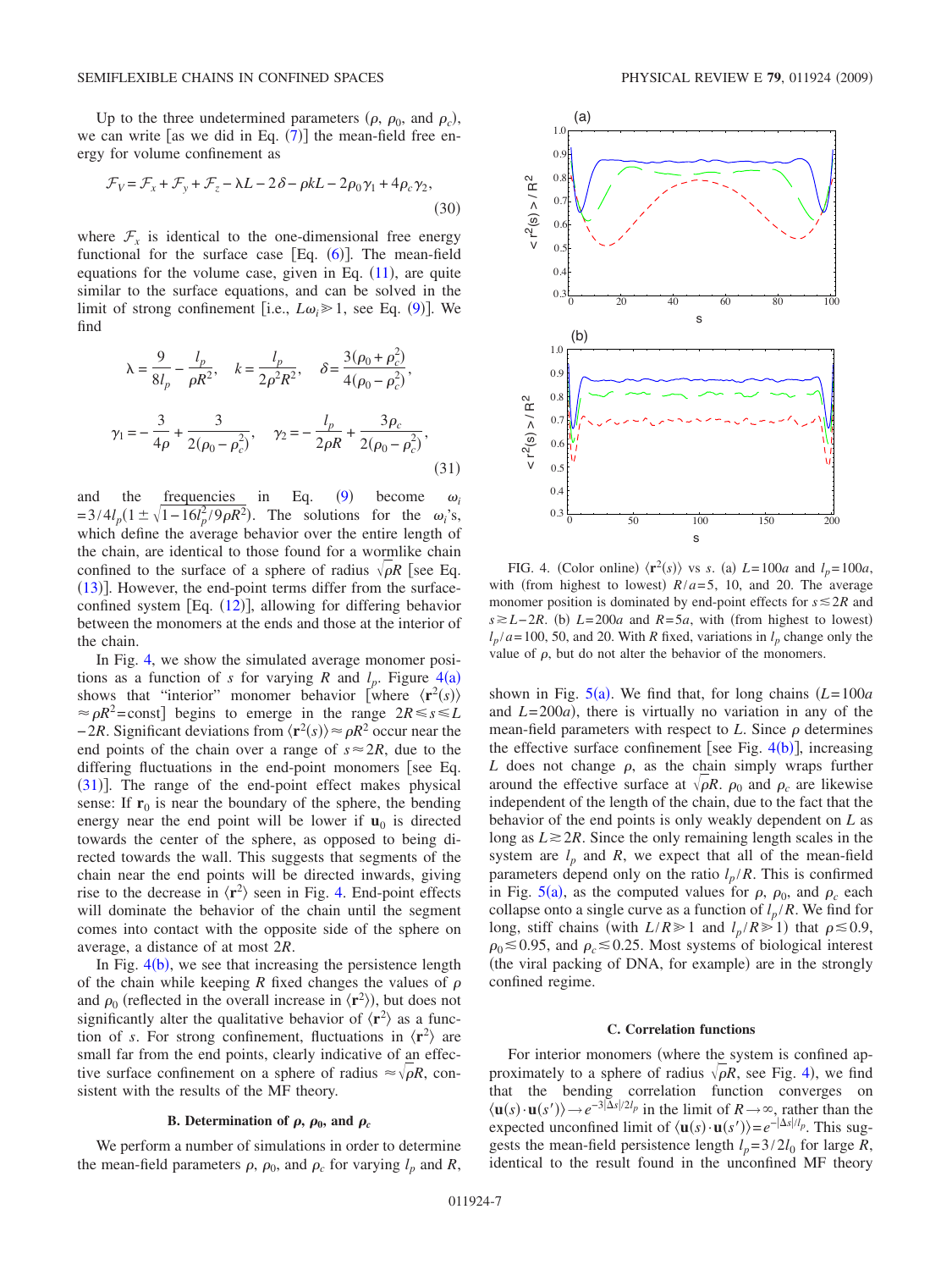Up to the three undetermined parameters ($\rho$, $\rho_0$, and $\rho_c$), we can write [as we did in Eq. (7)] the mean-field free energy for volume confinement as

$$\mathcal{F}_V = \mathcal{F}_x + \mathcal{F}_y + \mathcal{F}_z - \lambda L - 2\delta - \rho k L - 2\rho_0\gamma_1 + 4\rho_c\gamma_2, \tag{30}$$

where $\mathcal{F}_x$ is identical to the one-dimensional free energy functional for the surface case [Eq. (6)]. The mean-field equations for the volume case, given in Eq. (11), are quite similar to the surface equations, and can be solved in the limit of strong confinement [i.e., $L\omega_i \gg 1$, see Eq. (9)]. We find

$$\lambda = \frac{9}{8l_p} - \frac{l_p}{\rho R^2}, \quad k = \frac{l_p}{2\rho^2 R^2}, \quad \delta = \frac{3(\rho_0 + \rho_c^2)}{4(\rho_0 - \rho_c^2)},$$

$$\gamma_1 = -\frac{3}{4\rho} + \frac{3}{2(\rho_0 - \rho_c^2)}, \quad \gamma_2 = -\frac{l_p}{2\rho R} + \frac{3\rho_c}{2(\rho_0 - \rho_c^2)}, \tag{31}$$

and the frequencies in Eq. (9) become $\omega_i = 3/4l_p(1 \pm \sqrt{1 - 16l_p^2/9\rho R^2})$. The solutions for the $\omega_i$'s, which define the average behavior over the entire length of the chain, are identical to those found for a wormlike chain confined to the surface of a sphere of radius $\sqrt{\rho}R$ [see Eq. (13)]. However, the end-point terms differ from the surface-confined system [Eq. (12)], allowing for differing behavior between the monomers at the ends and those at the interior of the chain.

In Fig. 4, we show the simulated average monomer positions as a function of $s$ for varying $R$ and $l_p$. Figure 4(a) shows that "interior" monomer behavior [where $\langle \mathbf{r}^2(s) \rangle \approx \rho R^2 = \text{const}$] begins to emerge in the range $2R \leq s \leq L - 2R$. Significant deviations from $\langle \mathbf{r}^2(s) \rangle \approx \rho R^2$ occur near the end points of the chain over a range of $s \approx 2R$, due to the differing fluctuations in the end-point monomers [see Eq. (31)]. The range of the end-point effect makes physical sense: If $\mathbf{r}_0$ is near the boundary of the sphere, the bending energy near the end point will be lower if $\mathbf{u}_0$ is directed towards the center of the sphere, as opposed to being directed towards the wall. This suggests that segments of the chain near the end points will be directed inwards, giving rise to the decrease in $\langle \mathbf{r}^2 \rangle$ seen in Fig. 4. End-point effects will dominate the behavior of the chain until the segment comes into contact with the opposite side of the sphere on average, a distance of at most $2R$.

In Fig. 4(b), we see that increasing the persistence length of the chain while keeping $R$ fixed changes the values of $\rho$ and $\rho_0$ (reflected in the overall increase in $\langle \mathbf{r}^2 \rangle$), but does not significantly alter the qualitative behavior of $\langle \mathbf{r}^2 \rangle$ as a function of $s$. For strong confinement, fluctuations in $\langle \mathbf{r}^2 \rangle$ are small far from the end points, clearly indicative of an effective surface confinement on a sphere of radius $\approx \sqrt{\rho}R$, consistent with the results of the MF theory.

### B. Determination of $\rho$, $\rho_0$, and $\rho_c$

We perform a number of simulations in order to determine the mean-field parameters $\rho$, $\rho_0$, and $\rho_c$ for varying $l_p$ and $R$,

FIG. 4. (Color online) $\langle \mathbf{r}^2(s) \rangle$ vs $s$. (a) $L=100a$ and $l_p=100a$, with (from highest to lowest) $R/a=5$, 10, and 20. The average monomer position is dominated by end-point effects for $s \lesssim 2R$ and $s \gtrsim L-2R$. (b) $L=200a$ and $R=5a$, with (from highest to lowest) $l_p/a=100$, 50, and 20. With $R$ fixed, variations in $l_p$ change only the value of $\rho$, but do not alter the behavior of the monomers.

shown in Fig. 5(a). We find that, for long chains ($L=100a$ and $L=200a$), there is virtually no variation in any of the mean-field parameters with respect to $L$. Since $\rho$ determines the effective surface confinement [see Fig. 4(b)], increasing $L$ does not change $\rho$, as the chain simply wraps further around the effective surface at $\sqrt{\rho}R$. $\rho_0$ and $\rho_c$ are likewise independent of the length of the chain, due to the fact that the behavior of the end points is only weakly dependent on $L$ as long as $L \gtrsim 2R$. Since the only remaining length scales in the system are $l_p$ and $R$, we expect that all of the mean-field parameters depend only on the ratio $l_p/R$. This is confirmed in Fig. 5(a), as the computed values for $\rho$, $\rho_0$, and $\rho_c$ each collapse onto a single curve as a function of $l_p/R$. We find for long, stiff chains (with $L/R \gg 1$ and $l_p/R \gg 1$) that $\rho \lesssim 0.9$, $\rho_0 \lesssim 0.95$, and $\rho_c \lesssim 0.25$. Most systems of biological interest (the viral packing of DNA, for example) are in the strongly confined regime.

### C. Correlation functions

For interior monomers (where the system is confined approximately to a sphere of radius $\sqrt{\rho}R$, see Fig. 4), we find that the bending correlation function converges on $\langle \mathbf{u}(s) \cdot \mathbf{u}(s') \rangle \to e^{-3|\Delta s|/2l_p}$ in the limit of $R \to \infty$, rather than the expected unconfined limit of $\langle \mathbf{u}(s) \cdot \mathbf{u}(s') \rangle = e^{-|\Delta s|/l_p}$. This suggests the mean-field persistence length $l_p = 3/2l_0$ for large $R$, identical to the result found in the unconfined MF theory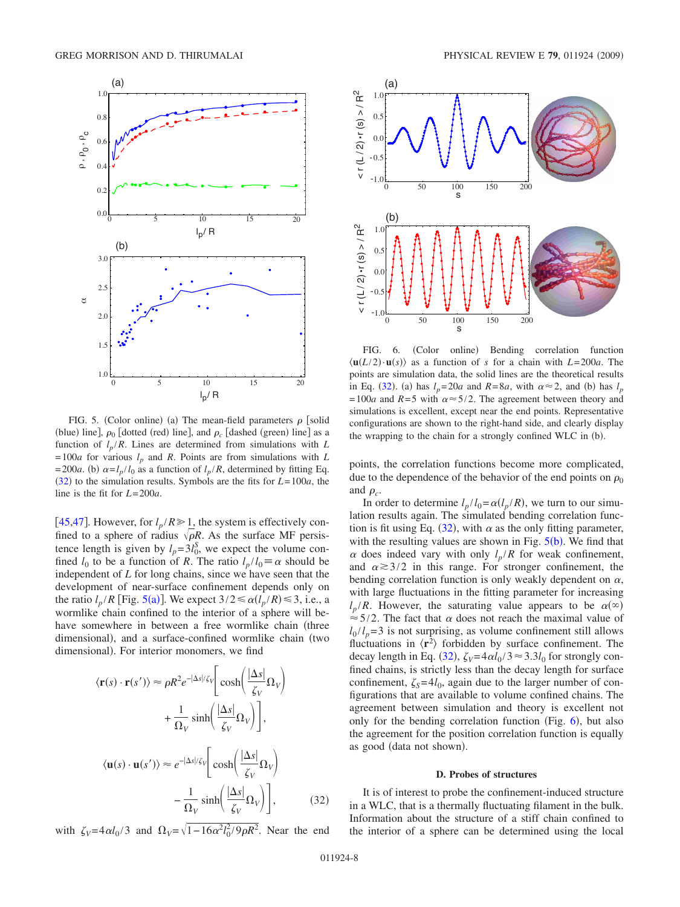FIG. 5. (Color online) (a) The mean-field parameters $\rho$ [solid (blue) line], $\rho_0$ [dotted (red) line], and $\rho_c$ [dashed (green) line] as a function of $l_p/R$. Lines are determined from simulations with $L=100a$ for various $l_p$ and $R$. Points are from simulations with $L=200a$. (b) $\alpha = l_p/l_0$ as a function of $l_p/R$, determined by fitting Eq. (32) to the simulation results. Symbols are the fits for $L=100a$, the line is the fit for $L=200a$.

[45,47]. However, for $l_p/R \gg 1$, the system is effectively confined to a sphere of radius $\sqrt{\rho}R$. As the surface MF persistence length is given by $l_p = 3l_0^S$, we expect the volume confined $l_0$ to be a function of $R$. The ratio $l_p/l_0 \equiv \alpha$ should be independent of $L$ for long chains, since we have seen that the development of near-surface confinement depends only on the ratio $l_p/R$ [Fig. 5(a)]. We expect $3/2 \leq \alpha(l_p/R) \leq 3$, i.e., a wormlike chain confined to the interior of a sphere will behave somewhere in between a free wormlike chain (three dimensional), and a surface-confined wormlike chain (two dimensional). For interior monomers, we find

$$\langle \mathbf{r}(s) \cdot \mathbf{r}(s') \rangle \approx \rho R^2 e^{-|\Delta s|/\zeta_V} \left[ \cosh\left( \frac{|\Delta s|}{\zeta_V} \Omega_V \right) + \frac{1}{\Omega_V} \sinh\left( \frac{|\Delta s|}{\zeta_V} \Omega_V \right) \right],$$

$$\langle \mathbf{u}(s) \cdot \mathbf{u}(s') \rangle \approx e^{-|\Delta s|/\zeta_V} \left[ \cosh\left( \frac{|\Delta s|}{\zeta_V} \Omega_V \right) - \frac{1}{\Omega_V} \sinh\left( \frac{|\Delta s|}{\zeta_V} \Omega_V \right) \right], \tag{32}$$

with $\zeta_V = 4\alpha l_0/3$ and $\Omega_V = \sqrt{1 - 16\alpha^2 l_0^2 / 9\rho R^2}$. Near the end points, the correlation functions become more complicated, due to the dependence of the behavior of the end points on $\rho_0$ and $\rho_c$.

FIG. 6. (Color online) Bending correlation function $\langle \mathbf{u}(L/2) \cdot \mathbf{u}(s) \rangle$ as a function of $s$ for a chain with $L=200a$. The points are simulation data, the solid lines are the theoretical results in Eq. (32). (a) has $l_p=20a$ and $R=8a$, with $\alpha \approx 2$, and (b) has $l_p=100a$ and $R=5$ with $\alpha \approx 5/2$. The agreement between theory and simulations is excellent, except near the end points. Representative configurations are shown to the right-hand side, and clearly display the wrapping to the chain for a strongly confined WLC in (b).

In order to determine $l_p/l_0 = \alpha(l_p/R)$, we turn to our simulation results again. The simulated bending correlation function is fit using Eq. (32), with $\alpha$ as the only fitting parameter, with the resulting values are shown in Fig. 5(b). We find that $\alpha$ does indeed vary with only $l_p/R$ for weak confinement, and $\alpha \gtrsim 3/2$ in this range. For stronger confinement, the bending correlation function is only weakly dependent on $\alpha$, with large fluctuations in the fitting parameter for increasing $l_p/R$. However, the saturating value appears to be $\alpha(\infty) \approx 5/2$. The fact that $\alpha$ does not reach the maximal value of $l_0/l_p = 3$ is not surprising, as volume confinement still allows fluctuations in $\langle \mathbf{r}^2 \rangle$ forbidden by surface confinement. The decay length in Eq. (32), $\zeta_V = 4\alpha l_0/3 \approx 3.3 l_0$ for strongly confined chains, is strictly less than the decay length for surface confinement, $\zeta_S = 4l_0$, again due to the larger number of configurations that are available to volume confined chains. The agreement between simulation and theory is excellent not only for the bending correlation function (Fig. 6), but also the agreement for the position correlation function is equally as good (data not shown).

### D. Probes of structures

It is of interest to probe the confinement-induced structure in a WLC, that is a thermally fluctuating filament in the bulk. Information about the structure of a stiff chain confined to the interior of a sphere can be determined using the local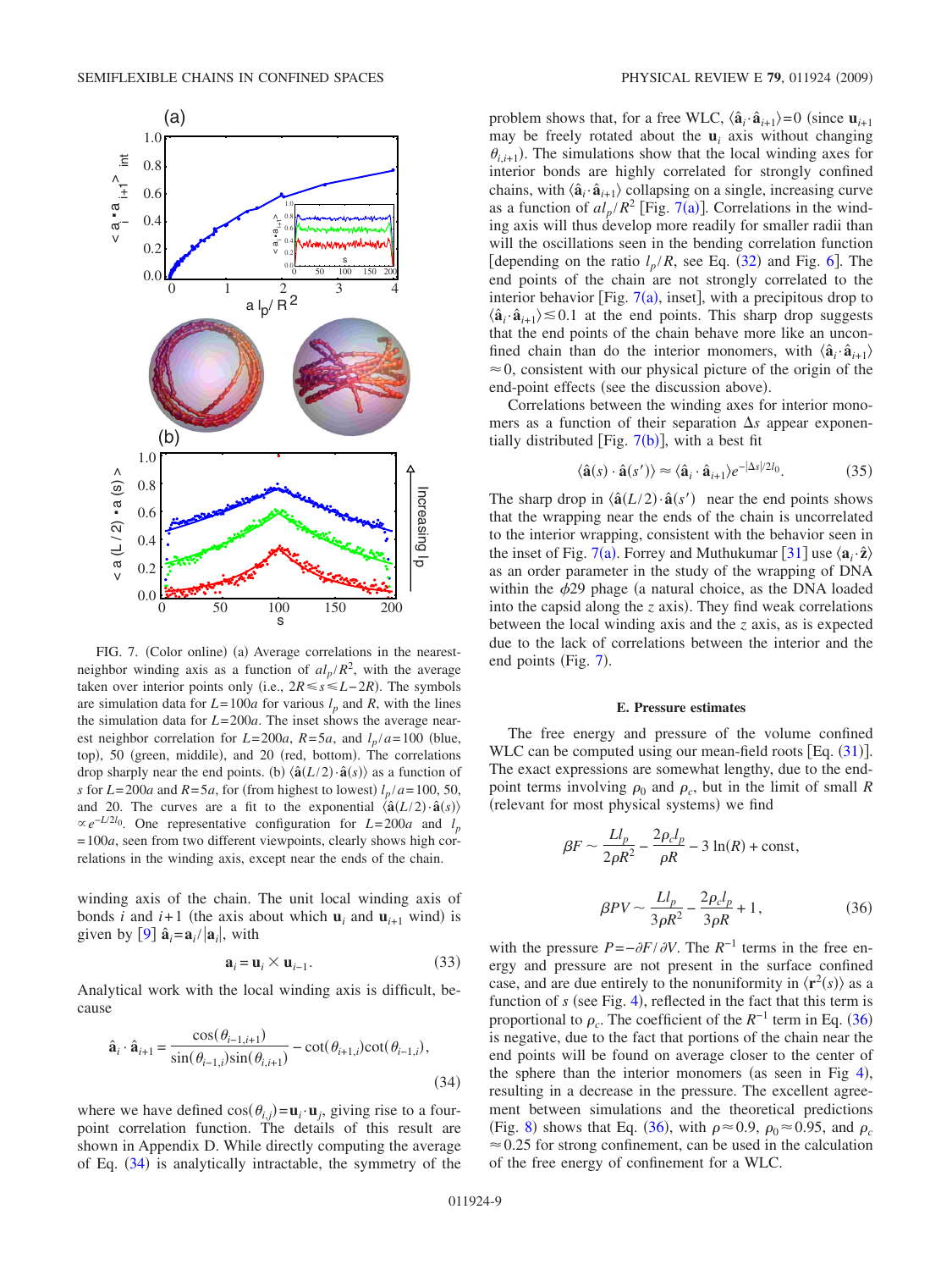FIG. 7. (Color online) (a) Average correlations in the nearest-neighbor winding axis as a function of $al_p/R^2$, with the average taken over interior points only (i.e., $2R \leqslant s \leqslant L-2R$). The symbols are simulation data for $L=100a$ for various $l_p$ and $R$, with the lines the simulation data for $L=200a$. The inset shows the average nearest neighbor correlation for $L=200a$, $R=5a$, and $l_p/a=100$ (blue, top), 50 (green, middle), and 20 (red, bottom). The correlations drop sharply near the end points. (b) $\langle \hat{\mathbf{a}}(L/2) \cdot \hat{\mathbf{a}}(s) \rangle$ as a function of $s$ for $L=200a$ and $R=5a$, for (from highest to lowest) $l_p/a=100$, 50, and 20. The curves are a fit to the exponential $\langle \hat{\mathbf{a}}(L/2) \cdot \hat{\mathbf{a}}(s) \rangle \propto e^{-L/2l_0}$. One representative configuration for $L=200a$ and $l_p=100a$, seen from two different viewpoints, clearly shows high correlations in the winding axis, except near the ends of the chain.

winding axis of the chain. The unit local winding axis of bonds $i$ and $i+1$ (the axis about which $\mathbf{u}_i$ and $\mathbf{u}_{i+1}$ wind) is given by [9] $\hat{\mathbf{a}}_i = \mathbf{a}_i / |\mathbf{a}_i|$, with

$$\mathbf{a}_i = \mathbf{u}_i \times \mathbf{u}_{i-1}. \tag{33}$$

Analytical work with the local winding axis is difficult, because

$$\hat{\mathbf{a}}_i \cdot \hat{\mathbf{a}}_{i+1} = \frac{\cos(\theta_{i-1,i+1})}{\sin(\theta_{i-1,i})\sin(\theta_{i,i+1})} - \cot(\theta_{i+1,i})\cot(\theta_{i-1,i}), \tag{34}$$

where we have defined $\cos(\theta_{i,j}) = \mathbf{u}_i \cdot \mathbf{u}_j$, giving rise to a four-point correlation function. The details of this result are shown in Appendix D. While directly computing the average of Eq. (34) is analytically intractable, the symmetry of the problem shows that, for a free WLC, $\langle \hat{\mathbf{a}}_i \cdot \hat{\mathbf{a}}_{i+1} \rangle = 0$ (since $\mathbf{u}_{i+1}$ may be freely rotated about the $\mathbf{u}_i$ axis without changing $\theta_{i,i+1}$). The simulations show that the local winding axes for interior bonds are highly correlated for strongly confined chains, with $\langle \hat{\mathbf{a}}_i \cdot \hat{\mathbf{a}}_{i+1} \rangle$ collapsing on a single, increasing curve as a function of $al_p/R^2$ [Fig. 7(a)]. Correlations in the winding axis will thus develop more readily for smaller radii than will the oscillations seen in the bending correlation function [depending on the ratio $l_p/R$, see Eq. (32) and Fig. 6]. The end points of the chain are not strongly correlated to the interior behavior [Fig. 7(a), inset], with a precipitous drop to $\langle \hat{\mathbf{a}}_i \cdot \hat{\mathbf{a}}_{i+1} \rangle \lesssim 0.1$ at the end points. This sharp drop suggests that the end points of the chain behave more like an unconfined chain than do the interior monomers, with $\langle \hat{\mathbf{a}}_i \cdot \hat{\mathbf{a}}_{i+1} \rangle \approx 0$, consistent with our physical picture of the origin of the end-point effects (see the discussion above).

Correlations between the winding axes for interior monomers as a function of their separation $\Delta s$ appear exponentially distributed [Fig. 7(b)], with a best fit

$$\langle \hat{\mathbf{a}}(s) \cdot \hat{\mathbf{a}}(s') \rangle \approx \langle \hat{\mathbf{a}}_i \cdot \hat{\mathbf{a}}_{i+1} \rangle e^{-|\Delta s|/2l_0}. \tag{35}$$

The sharp drop in $\langle \hat{\mathbf{a}}(L/2) \cdot \hat{\mathbf{a}}(s') \rangle$ near the end points shows that the wrapping near the ends of the chain is uncorrelated to the interior wrapping, consistent with the behavior seen in the inset of Fig. 7(a). Forrey and Muthukumar [31] use $\langle \mathbf{a}_i \cdot \hat{\mathbf{z}} \rangle$ as an order parameter in the study of the wrapping of DNA within the $\phi 29$ phage (a natural choice, as the DNA loaded into the capsid along the $z$ axis). They find weak correlations between the local winding axis and the $z$ axis, as is expected due to the lack of correlations between the interior and the end points (Fig. 7).

### E. Pressure estimates

The free energy and pressure of the volume confined WLC can be computed using our mean-field roots [Eq. (31)]. The exact expressions are somewhat lengthy, due to the end-point terms involving $\rho_0$ and $\rho_c$, but in the limit of small $R$ (relevant for most physical systems) we find

$$\beta F \sim \frac{Ll_p}{2\rho R^2} - \frac{2\rho_c l_p}{\rho R} - 3\ln(R) + \text{const},$$

$$\beta PV \sim \frac{Ll_p}{3\rho R^2} - \frac{2\rho_c l_p}{3\rho R} + 1, \tag{36}$$

with the pressure $P = -\partial F / \partial V$. The $R^{-1}$ terms in the free energy and pressure are not present in the surface confined case, and are due entirely to the nonuniformity in $\langle \mathbf{r}^2(s) \rangle$ as a function of $s$ (see Fig. 4), reflected in the fact that this term is proportional to $\rho_c$. The coefficient of the $R^{-1}$ term in Eq. (36) is negative, due to the fact that portions of the chain near the end points will be found on average closer to the center of the sphere than the interior monomers (as seen in Fig 4), resulting in a decrease in the pressure. The excellent agreement between simulations and the theoretical predictions (Fig. 8) shows that Eq. (36), with $\rho \approx 0.9$, $\rho_0 \approx 0.95$, and $\rho_c \approx 0.25$ for strong confinement, can be used in the calculation of the free energy of confinement for a WLC.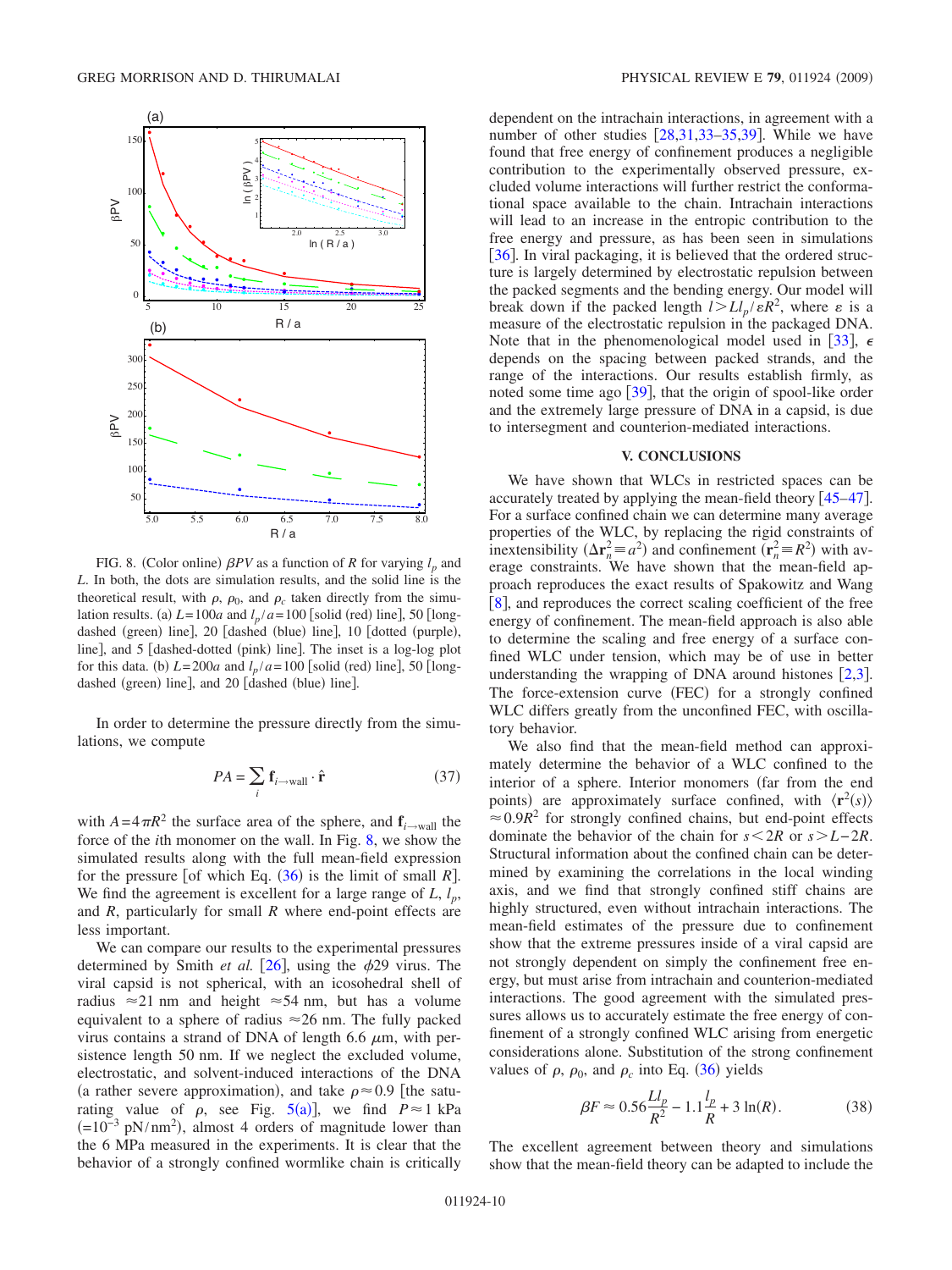FIG. 8. (Color online) $\beta PV$ as a function of $R$ for varying $l_p$ and $L$. In both, the dots are simulation results, and the solid line is the theoretical result, with $\rho$, $\rho_0$, and $\rho_c$ taken directly from the simulation results. (a) $L=100a$ and $l_p/a=100$ [solid (red) line], 50 [long-dashed (green) line], 20 [dashed (blue) line], 10 [dotted (purple), line], and 5 [dashed-dotted (pink) line]. The inset is a log-log plot for this data. (b) $L=200a$ and $l_p/a=100$ [solid (red) line], 50 [long-dashed (green) line], and 20 [dashed (blue) line].

In order to determine the pressure directly from the simulations, we compute

$$PA = \sum_i \mathbf{f}_{i\to \text{wall}} \cdot \hat{\mathbf{r}} \tag{37}$$

with $A=4\pi R^2$ the surface area of the sphere, and $\mathbf{f}_{i\to \text{wall}}$ the force of the $i$th monomer on the wall. In Fig. 8, we show the simulated results along with the full mean-field expression for the pressure [of which Eq. (36) is the limit of small $R$]. We find the agreement is excellent for a large range of $L$, $l_p$, and $R$, particularly for small $R$ where end-point effects are less important.

We can compare our results to the experimental pressures determined by Smith *et al.* [26], using the $\phi 29$ virus. The viral capsid is not spherical, with an icosohedral shell of radius $\approx 21$ nm and height $\approx 54$ nm, but has a volume equivalent to a sphere of radius $\approx 26$ nm. The fully packed virus contains a strand of DNA of length 6.6 $\mu$m, with persistence length 50 nm. If we neglect the excluded volume, electrostatic, and solvent-induced interactions of the DNA (a rather severe approximation), and take $\rho \approx 0.9$ [the saturating value of $\rho$, see Fig. 5(a)], we find $P \approx 1$ kPa $(=10^{-3}$ pN/nm$^2)$, almost 4 orders of magnitude lower than the 6 MPa measured in the experiments. It is clear that the behavior of a strongly confined wormlike chain is critically dependent on the intrachain interactions, in agreement with a number of other studies [28,31,33–35,39]. While we have found that free energy of confinement produces a negligible contribution to the experimentally observed pressure, excluded volume interactions will further restrict the conformational space available to the chain. Intrachain interactions will lead to an increase in the entropic contribution to the free energy and pressure, as has been seen in simulations [36]. In viral packaging, it is believed that the ordered structure is largely determined by electrostatic repulsion between the packed segments and the bending energy. Our model will break down if the packed length $l > L l_p/\varepsilon R^2$, where $\varepsilon$ is a measure of the electrostatic repulsion in the packaged DNA. Note that in the phenomenological model used in [33], $\epsilon$ depends on the spacing between packed strands, and the range of the interactions. Our results establish firmly, as noted some time ago [39], that the origin of spool-like order and the extremely large pressure of DNA in a capsid, is due to intersegment and counterion-mediated interactions.

## V. CONCLUSIONS

We have shown that WLCs in restricted spaces can be accurately treated by applying the mean-field theory [45–47]. For a surface confined chain we can determine many average properties of the WLC, by replacing the rigid constraints of inextensibility $(\Delta \mathbf{r}_n^2 \equiv a^2)$ and confinement $(\mathbf{r}_n^2 \equiv R^2)$ with average constraints. We have shown that the mean-field approach reproduces the exact results of Spakowitz and Wang [8], and reproduces the correct scaling coefficient of the free energy of confinement. The mean-field approach is also able to determine the scaling and free energy of a surface confined WLC under tension, which may be of use in better understanding the wrapping of DNA around histones [2,3]. The force-extension curve (FEC) for a strongly confined WLC differs greatly from the unconfined FEC, with oscillatory behavior.

We also find that the mean-field method can approximately determine the behavior of a WLC confined to the interior of a sphere. Interior monomers (far from the end points) are approximately surface confined, with $\langle \mathbf{r}^2(s) \rangle \approx 0.9R^2$ for strongly confined chains, but end-point effects dominate the behavior of the chain for $s < 2R$ or $s > L-2R$. Structural information about the confined chain can be determined by examining the correlations in the local winding axis, and we find that strongly confined stiff chains are highly structured, even without intrachain interactions. The mean-field estimates of the pressure due to confinement show that the extreme pressures inside of a viral capsid are not strongly dependent on simply the confinement free energy, but must arise from intrachain and counterion-mediated interactions. The good agreement with the simulated pressures allows us to accurately estimate the free energy of confinement of a strongly confined WLC arising from energetic considerations alone. Substitution of the strong confinement values of $\rho$, $\rho_0$, and $\rho_c$ into Eq. (36) yields

$$\beta F \approx 0.56 \frac{L l_p}{R^2} - 1.1 \frac{l_p}{R} + 3 \ln(R). \tag{38}$$

The excellent agreement between theory and simulations show that the mean-field theory can be adapted to include the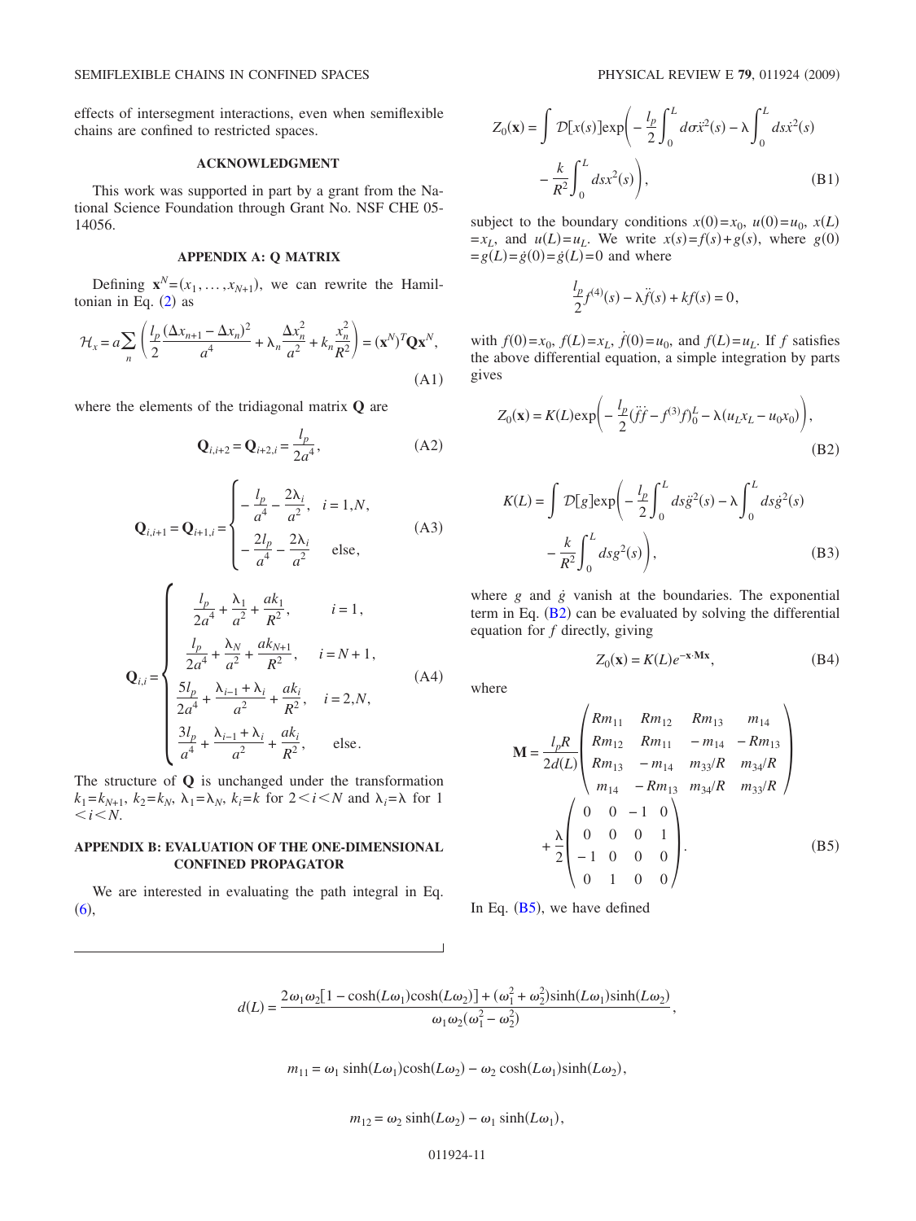effects of intersegment interactions, even when semiflexible chains are confined to restricted spaces.

## ACKNOWLEDGMENT

This work was supported in part by a grant from the National Science Foundation through Grant No. NSF CHE 05-14056.

## APPENDIX A: Q MATRIX

Defining $\mathbf{x}^N=(x_1,\ldots,x_{N+1})$, we can rewrite the Hamiltonian in Eq. (2) as

$$\mathcal{H}_x = a\sum_n \left(\frac{l_p}{2}\frac{(\Delta x_{n+1}-\Delta x_n)^2}{a^4} + \lambda_n \frac{\Delta x_n^2}{a^2} + k_n \frac{x_n^2}{R^2}\right) = (\mathbf{x}^N)^T \mathbf{Q}\mathbf{x}^N, \tag{A1}$$

where the elements of the tridiagonal matrix $\mathbf{Q}$ are

$$\mathbf{Q}_{i,i+2} = \mathbf{Q}_{i+2,i} = \frac{l_p}{2a^4}, \tag{A2}$$

$$\mathbf{Q}_{i,i+1} = \mathbf{Q}_{i+1,i} = \begin{cases} -\dfrac{l_p}{a^4} - \dfrac{2\lambda_i}{a^2}, & i=1,N, \\ -\dfrac{2l_p}{a^4} - \dfrac{2\lambda_i}{a^2} & \text{else}, \end{cases} \tag{A3}$$

$$\mathbf{Q}_{i,i} = \begin{cases} \dfrac{l_p}{2a^4} + \dfrac{\lambda_1}{a^2} + \dfrac{ak_1}{R^2}, & i=1, \\ \dfrac{l_p}{2a^4} + \dfrac{\lambda_N}{a^2} + \dfrac{ak_{N+1}}{R^2}, & i=N+1, \\ \dfrac{5l_p}{2a^4} + \dfrac{\lambda_{i-1}+\lambda_i}{a^2} + \dfrac{ak_i}{R^2}, & i=2,N, \\ \dfrac{3l_p}{a^4} + \dfrac{\lambda_{i-1}+\lambda_i}{a^2} + \dfrac{ak_i}{R^2}, & \text{else}. \end{cases} \tag{A4}$$

The structure of $\mathbf{Q}$ is unchanged under the transformation $k_1=k_{N+1}$, $k_2=k_N$, $\lambda_1=\lambda_N$, $k_i=k$ for $2<i<N$ and $\lambda_i=\lambda$ for $1<i<N$.

## APPENDIX B: EVALUATION OF THE ONE-DIMENSIONAL CONFINED PROPAGATOR

We are interested in evaluating the path integral in Eq. (6),

$$Z_0(\mathbf{x}) = \int \mathcal{D}[x(s)]\exp\left(-\frac{l_p}{2}\int_0^L d\sigma \ddot{x}^2(s) - \lambda\int_0^L ds\dot{x}^2(s) - \frac{k}{R^2}\int_0^L dsx^2(s)\right), \tag{B1}$$

subject to the boundary conditions $x(0)=x_0$, $u(0)=u_0$, $x(L)=x_L$, and $u(L)=u_L$. We write $x(s)=f(s)+g(s)$, where $g(0)=g(L)=\dot{g}(0)=\dot{g}(L)=0$ and where

$$\frac{l_p}{2}f^{(4)}(s) - \lambda\ddot{f}(s) + kf(s) = 0,$$

with $f(0)=x_0$, $f(L)=x_L$, $\dot{f}(0)=u_0$, and $f(L)=u_L$. If $f$ satisfies the above differential equation, a simple integration by parts gives

$$Z_0(\mathbf{x}) = K(L)\exp\left(-\frac{l_p}{2}(\dot{f}\ddot{f} - f^{(3)}f)_0^L - \lambda(u_Lx_L - u_0x_0)\right), \tag{B2}$$

$$K(L) = \int \mathcal{D}[g]\exp\left(-\frac{l_p}{2}\int_0^L ds\ddot{g}^2(s) - \lambda\int_0^L ds\dot{g}^2(s) - \frac{k}{R^2}\int_0^L dsg^2(s)\right), \tag{B3}$$

where $g$ and $\dot{g}$ vanish at the boundaries. The exponential term in Eq. (B2) can be evaluated by solving the differential equation for $f$ directly, giving

$$Z_0(\mathbf{x}) = K(L)e^{-\mathbf{x}\cdot\mathbf{M}\mathbf{x}}, \tag{B4}$$

where

$$\mathbf{M} = \frac{l_pR}{2d(L)}\begin{pmatrix} Rm_{11} & Rm_{12} & Rm_{13} & m_{14} \\ Rm_{12} & Rm_{11} & -m_{14} & -Rm_{13} \\ Rm_{13} & -m_{14} & m_{33}/R & m_{34}/R \\ m_{14} & -Rm_{13} & m_{34}/R & m_{33}/R \end{pmatrix} + \frac{\lambda}{2}\begin{pmatrix} 0 & 0 & -1 & 0 \\ 0 & 0 & 0 & 1 \\ -1 & 0 & 0 & 0 \\ 0 & 1 & 0 & 0 \end{pmatrix}. \tag{B5}$$

In Eq. (B5), we have defined

$$d(L) = \frac{2\omega_1\omega_2[1-\cosh(L\omega_1)\cosh(L\omega_2)] + (\omega_1^2+\omega_2^2)\sinh(L\omega_1)\sinh(L\omega_2)}{\omega_1\omega_2(\omega_1^2-\omega_2^2)},$$

$$m_{11} = \omega_1\sinh(L\omega_1)\cosh(L\omega_2) - \omega_2\cosh(L\omega_1)\sinh(L\omega_2),$$

$$m_{12} = \omega_2\sinh(L\omega_2) - \omega_1\sinh(L\omega_1),$$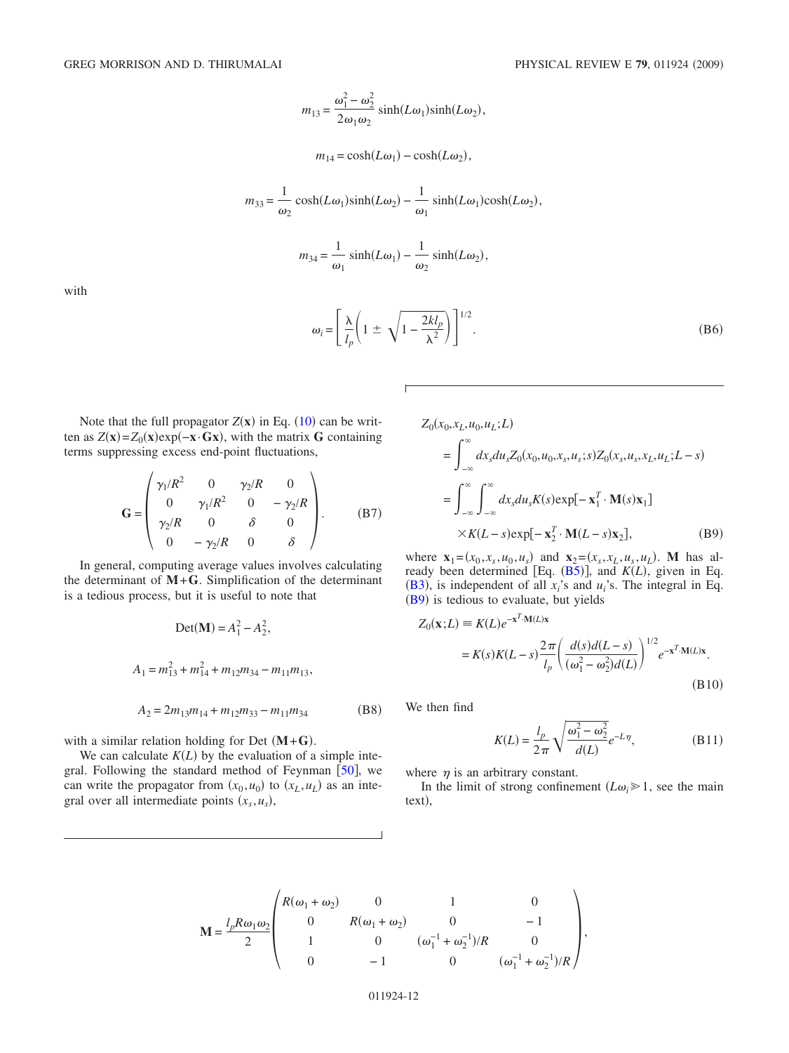$$m_{13} = \frac{\omega_1^2 - \omega_2^2}{2\omega_1\omega_2} \sinh(L\omega_1)\sinh(L\omega_2),$$

$$m_{14} = \cosh(L\omega_1) - \cosh(L\omega_2),$$

$$m_{33} = \frac{1}{\omega_2} \cosh(L\omega_1)\sinh(L\omega_2) - \frac{1}{\omega_1} \sinh(L\omega_1)\cosh(L\omega_2),$$

$$m_{34} = \frac{1}{\omega_1} \sinh(L\omega_1) - \frac{1}{\omega_2} \sinh(L\omega_2),$$

with

$$\omega_i = \left[ \frac{\lambda}{l_p}\left(1 \pm \sqrt{1 - \frac{2kl_p}{\lambda^2}}\right)\right]^{1/2}. \tag{B6}$$

Note that the full propagator $Z(\mathbf{x})$ in Eq. (10) can be written as $Z(\mathbf{x}) = Z_0(\mathbf{x})\exp(-\mathbf{x}\cdot\mathbf{G}\mathbf{x})$, with the matrix $\mathbf{G}$ containing terms suppressing excess end-point fluctuations,

$$\mathbf{G} = \begin{pmatrix} \gamma_1/R^2 & 0 & \gamma_2/R & 0 \\ 0 & \gamma_1/R^2 & 0 & -\gamma_2/R \\ \gamma_2/R & 0 & \delta & 0 \\ 0 & -\gamma_2/R & 0 & \delta \end{pmatrix}. \tag{B7}$$

In general, computing average values involves calculating the determinant of $\mathbf{M}+\mathbf{G}$. Simplification of the determinant is a tedious process, but it is useful to note that

$$\mathrm{Det}(\mathbf{M}) = A_1^2 - A_2^2,$$

$$A_1 = m_{13}^2 + m_{14}^2 + m_{12}m_{34} - m_{11}m_{13},$$

$$A_2 = 2m_{13}m_{14} + m_{12}m_{33} - m_{11}m_{34} \tag{B8}$$

with a similar relation holding for Det $(\mathbf{M}+\mathbf{G})$.

We can calculate $K(L)$ by the evaluation of a simple integral. Following the standard method of Feynman [50], we can write the propagator from $(x_0, u_0)$ to $(x_L, u_L)$ as an integral over all intermediate points $(x_s, u_s)$,

$$\begin{aligned} Z_0(x_0, x_L, u_0, u_L; L) &= \int_{-\infty}^{\infty} dx_s du_s Z_0(x_0, u_0, x_s, u_s; s) Z_0(x_s, u_s, x_L, u_L; L-s) \\ &= \int_{-\infty}^{\infty}\int_{-\infty}^{\infty} dx_s du_s K(s) \exp[-\mathbf{x}_1^T \cdot \mathbf{M}(s)\mathbf{x}_1] \\ &\quad \times K(L-s)\exp[-\mathbf{x}_2^T\cdot\mathbf{M}(L-s)\mathbf{x}_2], \end{aligned} \tag{B9}$$

where $\mathbf{x}_1 = (x_0, x_s, u_0, u_s)$ and $\mathbf{x}_2 = (x_s, x_L, u_s, u_L)$. $\mathbf{M}$ has already been determined [Eq. (B5)], and $K(L)$, given in Eq. (B3), is independent of all $x_i$'s and $u_i$'s. The integral in Eq. (B9) is tedious to evaluate, but yields

$$\begin{aligned} Z_0(\mathbf{x}; L) &\equiv K(L)e^{-\mathbf{x}^T\cdot\mathbf{M}(L)\mathbf{x}} \\ &= K(s)K(L-s)\frac{2\pi}{l_p}\left(\frac{d(s)d(L-s)}{(\omega_1^2 - \omega_2^2)d(L)}\right)^{1/2} e^{-\mathbf{x}^T\cdot\mathbf{M}(L)\mathbf{x}}. \end{aligned} \tag{B10}$$

We then find

$$K(L) = \frac{l_p}{2\pi}\sqrt{\frac{\omega_1^2 - \omega_2^2}{d(L)}} e^{-L\eta}, \tag{B11}$$

where $\eta$ is an arbitrary constant.

In the limit of strong confinement ($L\omega_i \gg 1$, see the main text),

$$\mathbf{M} = \frac{l_p R\omega_1\omega_2}{2}\begin{pmatrix} R(\omega_1+\omega_2) & 0 & 1 & 0 \\ 0 & R(\omega_1+\omega_2) & 0 & -1 \\ 1 & 0 & (\omega_1^{-1}+\omega_2^{-1})/R & 0 \\ 0 & -1 & 0 & (\omega_1^{-1}+\omega_2^{-1})/R \end{pmatrix},$$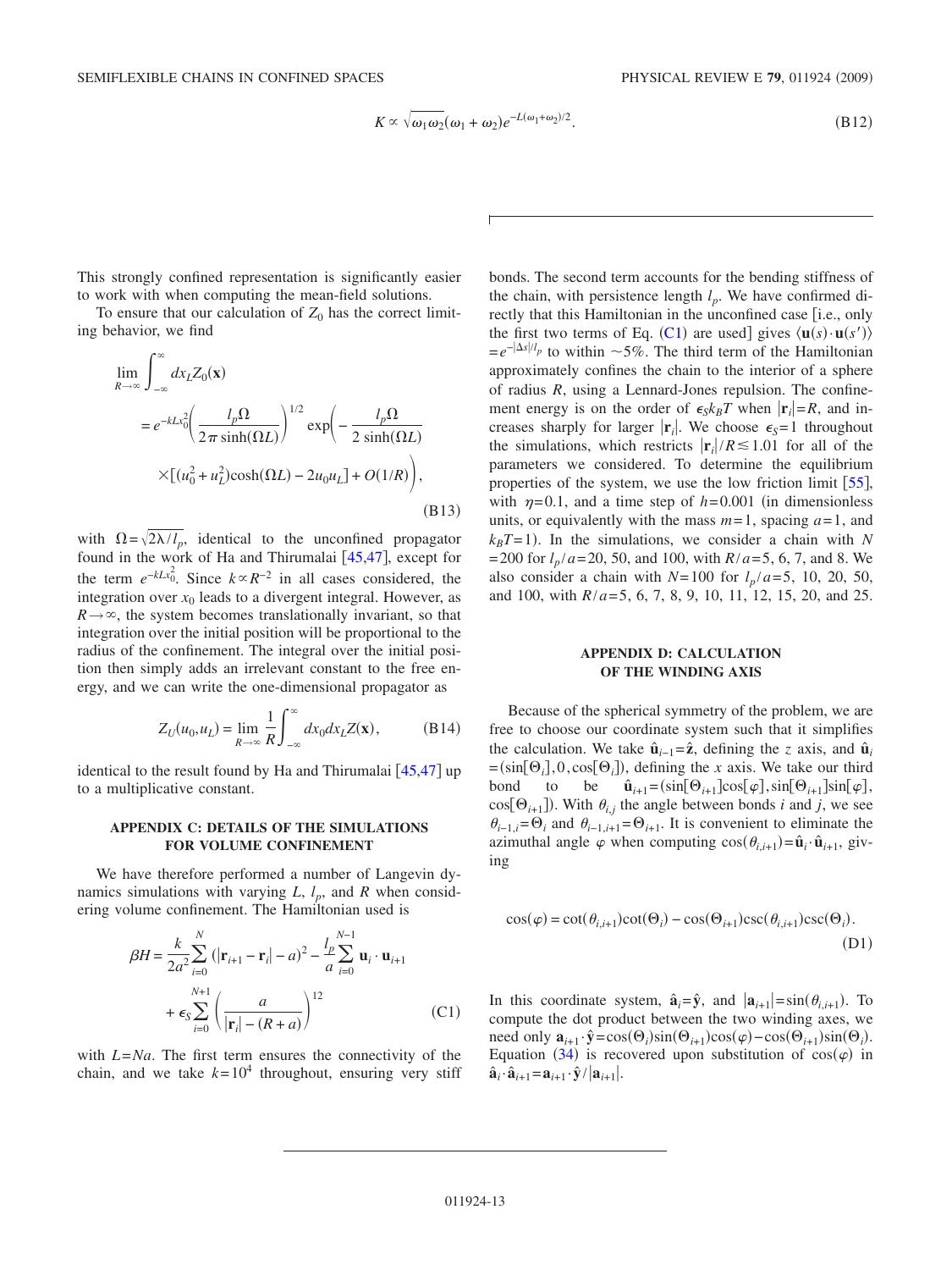$$K \propto \sqrt{\omega_1 \omega_2}(\omega_1 + \omega_2)e^{-L(\omega_1+\omega_2)/2}. \tag{B12}$$

This strongly confined representation is significantly easier to work with when computing the mean-field solutions.

To ensure that our calculation of $Z_0$ has the correct limiting behavior, we find

$$\lim_{R\to\infty} \int_{-\infty}^{\infty} dx_L Z_0(\mathbf{x}) = e^{-kLx_0^2}\left(\frac{l_p \Omega}{2\pi \sinh(\Omega L)}\right)^{1/2} \exp\left(-\frac{l_p \Omega}{2\sinh(\Omega L)} \times [(u_0^2 + u_L^2)\cosh(\Omega L) - 2u_0 u_L] + O(1/R)\right), \tag{B13}$$

with $\Omega = \sqrt{2\lambda / l_p}$, identical to the unconfined propagator found in the work of Ha and Thirumalai [45,47], except for the term $e^{-kLx_0^2}$. Since $k \propto R^{-2}$ in all cases considered, the integration over $x_0$ leads to a divergent integral. However, as $R \to \infty$, the system becomes translationally invariant, so that integration over the initial position will be proportional to the radius of the confinement. The integral over the initial position then simply adds an irrelevant constant to the free energy, and we can write the one-dimensional propagator as

$$Z_U(u_0, u_L) = \lim_{R\to\infty} \frac{1}{R}\int_{-\infty}^{\infty} dx_0 dx_L Z(\mathbf{x}), \tag{B14}$$

identical to the result found by Ha and Thirumalai [45,47] up to a multiplicative constant.

## APPENDIX C: DETAILS OF THE SIMULATIONS FOR VOLUME CONFINEMENT

We have therefore performed a number of Langevin dynamics simulations with varying $L$, $l_p$, and $R$ when considering volume confinement. The Hamiltonian used is

$$\beta H = \frac{k}{2a^2}\sum_{i=0}^{N}(|\mathbf{r}_{i+1} - \mathbf{r}_i| - a)^2 - \frac{l_p}{a}\sum_{i=0}^{N-1}\mathbf{u}_i \cdot \mathbf{u}_{i+1} + \epsilon_S \sum_{i=0}^{N+1}\left(\frac{a}{|\mathbf{r}_i| - (R+a)}\right)^{12} \tag{C1}$$

with $L = Na$. The first term ensures the connectivity of the chain, and we take $k = 10^4$ throughout, ensuring very stiff bonds. The second term accounts for the bending stiffness of the chain, with persistence length $l_p$. We have confirmed directly that this Hamiltonian in the unconfined case [i.e., only the first two terms of Eq. (C1) are used] gives $\langle \mathbf{u}(s)\cdot\mathbf{u}(s')\rangle = e^{-|\Delta s|/l_p}$ to within $\sim 5\%$. The third term of the Hamiltonian approximately confines the chain to the interior of a sphere of radius $R$, using a Lennard-Jones repulsion. The confinement energy is on the order of $\epsilon_S k_B T$ when $|\mathbf{r}_i| = R$, and increases sharply for larger $|\mathbf{r}_i|$. We choose $\epsilon_S = 1$ throughout the simulations, which restricts $|\mathbf{r}_i|/R \lesssim 1.01$ for all of the parameters we considered. To determine the equilibrium properties of the system, we use the low friction limit [55], with $\eta = 0.1$, and a time step of $h = 0.001$ (in dimensionless units, or equivalently with the mass $m = 1$, spacing $a = 1$, and $k_B T = 1$). In the simulations, we consider a chain with $N = 200$ for $l_p/a = 20$, 50, and 100, with $R/a = 5$, 6, 7, and 8. We also consider a chain with $N = 100$ for $l_p/a = 5$, 10, 20, 50, and 100, with $R/a = 5$, 6, 7, 8, 9, 10, 11, 12, 15, 20, and 25.

## APPENDIX D: CALCULATION OF THE WINDING AXIS

Because of the spherical symmetry of the problem, we are free to choose our coordinate system such that it simplifies the calculation. We take $\hat{\mathbf{u}}_{i-1} = \hat{\mathbf{z}}$, defining the $z$ axis, and $\hat{\mathbf{u}}_i = (\sin[\Theta_i], 0, \cos[\Theta_i])$, defining the $x$ axis. We take our third bond to be $\hat{\mathbf{u}}_{i+1} = (\sin[\Theta_{i+1}]\cos[\varphi], \sin[\Theta_{i+1}]\sin[\varphi], \cos[\Theta_{i+1}])$. With $\theta_{i,j}$ the angle between bonds $i$ and $j$, we see $\theta_{i-1,i} = \Theta_i$ and $\theta_{i-1,i+1} = \Theta_{i+1}$. It is convenient to eliminate the azimuthal angle $\varphi$ when computing $\cos(\theta_{i,i+1}) = \hat{\mathbf{u}}_i \cdot \hat{\mathbf{u}}_{i+1}$, giving

$$\cos(\varphi) = \cot(\theta_{i,i+1})\cot(\Theta_i) - \cos(\Theta_{i+1})\csc(\theta_{i,i+1})\csc(\Theta_i). \tag{D1}$$

In this coordinate system, $\hat{\mathbf{a}}_i = \hat{\mathbf{y}}$, and $|\mathbf{a}_{i+1}| = \sin(\theta_{i,i+1})$. To compute the dot product between the two winding axes, we need only $\mathbf{a}_{i+1}\cdot\hat{\mathbf{y}} = \cos(\Theta_i)\sin(\Theta_{i+1})\cos(\varphi) - \cos(\Theta_{i+1})\sin(\Theta_i)$. Equation (34) is recovered upon substitution of $\cos(\varphi)$ in $\hat{\mathbf{a}}_i \cdot \hat{\mathbf{a}}_{i+1} = \mathbf{a}_{i+1}\cdot\hat{\mathbf{y}}/|\mathbf{a}_{i+1}|$.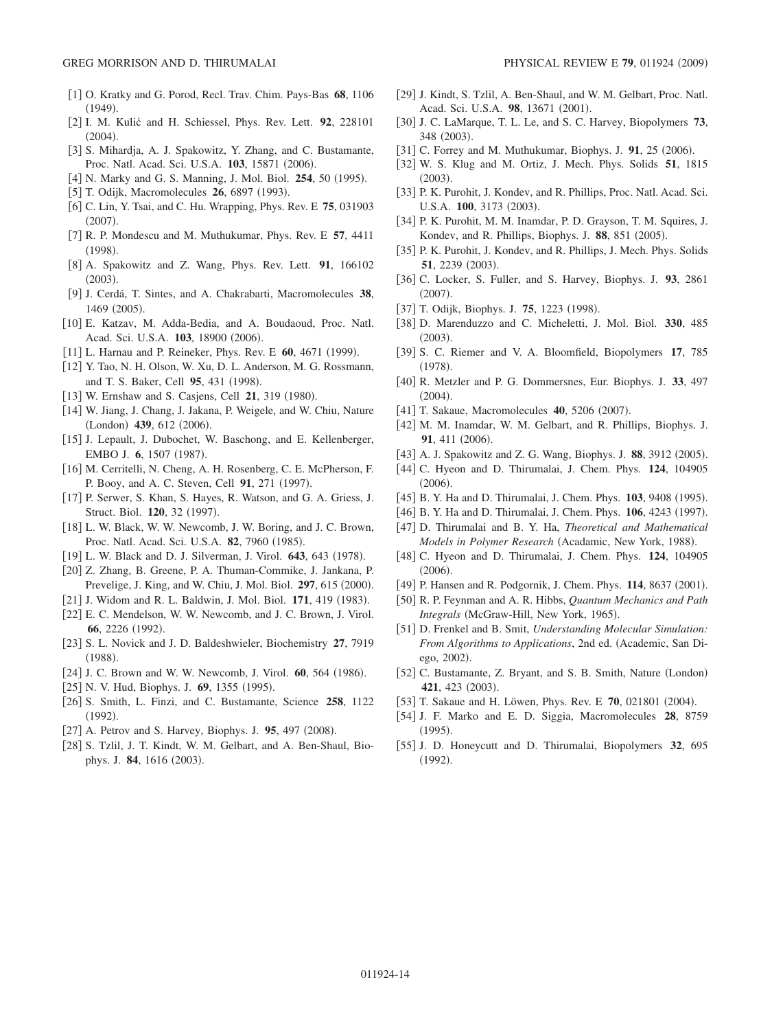[1] O. Kratky and G. Porod, Recl. Trav. Chim. Pays-Bas **68**, 1106 (1949).

[2] I. M. Kulić and H. Schiessel, Phys. Rev. Lett. **92**, 228101 (2004).

[3] S. Mihardja, A. J. Spakowitz, Y. Zhang, and C. Bustamante, Proc. Natl. Acad. Sci. U.S.A. **103**, 15871 (2006).

[4] N. Marky and G. S. Manning, J. Mol. Biol. **254**, 50 (1995).

[5] T. Odijk, Macromolecules **26**, 6897 (1993).

[6] C. Lin, Y. Tsai, and C. Hu. Wrapping, Phys. Rev. E **75**, 031903 (2007).

[7] R. P. Mondescu and M. Muthukumar, Phys. Rev. E **57**, 4411 (1998).

[8] A. Spakowitz and Z. Wang, Phys. Rev. Lett. **91**, 166102 (2003).

[9] J. Cerdá, T. Sintes, and A. Chakrabarti, Macromolecules **38**, 1469 (2005).

[10] E. Katzav, M. Adda-Bedia, and A. Boudaoud, Proc. Natl. Acad. Sci. U.S.A. **103**, 18900 (2006).

[11] L. Harnau and P. Reineker, Phys. Rev. E **60**, 4671 (1999).

[12] Y. Tao, N. H. Olson, W. Xu, D. L. Anderson, M. G. Rossmann, and T. S. Baker, Cell **95**, 431 (1998).

[13] W. Ernshaw and S. Casjens, Cell **21**, 319 (1980).

[14] W. Jiang, J. Chang, J. Jakana, P. Weigele, and W. Chiu, Nature (London) **439**, 612 (2006).

[15] J. Lepault, J. Dubochet, W. Baschong, and E. Kellenberger, EMBO J. **6**, 1507 (1987).

[16] M. Cerritelli, N. Cheng, A. H. Rosenberg, C. E. McPherson, F. P. Booy, and A. C. Steven, Cell **91**, 271 (1997).

[17] P. Serwer, S. Khan, S. Hayes, R. Watson, and G. A. Griess, J. Struct. Biol. **120**, 32 (1997).

[18] L. W. Black, W. W. Newcomb, J. W. Boring, and J. C. Brown, Proc. Natl. Acad. Sci. U.S.A. **82**, 7960 (1985).

[19] L. W. Black and D. J. Silverman, J. Virol. **643**, 643 (1978).

[20] Z. Zhang, B. Greene, P. A. Thuman-Commike, J. Jankana, P. Prevelige, J. King, and W. Chiu, J. Mol. Biol. **297**, 615 (2000).

[21] J. Widom and R. L. Baldwin, J. Mol. Biol. **171**, 419 (1983).

[22] E. C. Mendelson, W. W. Newcomb, and J. C. Brown, J. Virol. **66**, 2226 (1992).

[23] S. L. Novick and J. D. Baldeshwieler, Biochemistry **27**, 7919 (1988).

[24] J. C. Brown and W. W. Newcomb, J. Virol. **60**, 564 (1986).

[25] N. V. Hud, Biophys. J. **69**, 1355 (1995).

[26] S. Smith, L. Finzi, and C. Bustamante, Science **258**, 1122 (1992).

[27] A. Petrov and S. Harvey, Biophys. J. **95**, 497 (2008).

[28] S. Tzlil, J. T. Kindt, W. M. Gelbart, and A. Ben-Shaul, Biophys. J. **84**, 1616 (2003).

[29] J. Kindt, S. Tzlil, A. Ben-Shaul, and W. M. Gelbart, Proc. Natl. Acad. Sci. U.S.A. **98**, 13671 (2001).

[30] J. C. LaMarque, T. L. Le, and S. C. Harvey, Biopolymers **73**, 348 (2003).

[31] C. Forrey and M. Muthukumar, Biophys. J. **91**, 25 (2006).

[32] W. S. Klug and M. Ortiz, J. Mech. Phys. Solids **51**, 1815 (2003).

[33] P. K. Purohit, J. Kondev, and R. Phillips, Proc. Natl. Acad. Sci. U.S.A. **100**, 3173 (2003).

[34] P. K. Purohit, M. M. Inamdar, P. D. Grayson, T. M. Squires, J. Kondev, and R. Phillips, Biophys. J. **88**, 851 (2005).

[35] P. K. Purohit, J. Kondev, and R. Phillips, J. Mech. Phys. Solids **51**, 2239 (2003).

[36] C. Locker, S. Fuller, and S. Harvey, Biophys. J. **93**, 2861 (2007).

[37] T. Odijk, Biophys. J. **75**, 1223 (1998).

[38] D. Marenduzzo and C. Micheletti, J. Mol. Biol. **330**, 485 (2003).

[39] S. C. Riemer and V. A. Bloomfield, Biopolymers **17**, 785 (1978).

[40] R. Metzler and P. G. Dommersnes, Eur. Biophys. J. **33**, 497 (2004).

[41] T. Sakaue, Macromolecules **40**, 5206 (2007).

[42] M. M. Inamdar, W. M. Gelbart, and R. Phillips, Biophys. J. **91**, 411 (2006).

[43] A. J. Spakowitz and Z. G. Wang, Biophys. J. **88**, 3912 (2005).

[44] C. Hyeon and D. Thirumalai, J. Chem. Phys. **124**, 104905 (2006).

[45] B. Y. Ha and D. Thirumalai, J. Chem. Phys. **103**, 9408 (1995).

[46] B. Y. Ha and D. Thirumalai, J. Chem. Phys. **106**, 4243 (1997).

[47] D. Thirumalai and B. Y. Ha, *Theoretical and Mathematical Models in Polymer Research* (Acadamic, New York, 1988).

[48] C. Hyeon and D. Thirumalai, J. Chem. Phys. **124**, 104905 (2006).

[49] P. Hansen and R. Podgornik, J. Chem. Phys. **114**, 8637 (2001).

[50] R. P. Feynman and A. R. Hibbs, *Quantum Mechanics and Path Integrals* (McGraw-Hill, New York, 1965).

[51] D. Frenkel and B. Smit, *Understanding Molecular Simulation: From Algorithms to Applications*, 2nd ed. (Academic, San Diego, 2002).

[52] C. Bustamante, Z. Bryant, and S. B. Smith, Nature (London) **421**, 423 (2003).

[53] T. Sakaue and H. Löwen, Phys. Rev. E **70**, 021801 (2004).

[54] J. F. Marko and E. D. Siggia, Macromolecules **28**, 8759 (1995).

[55] J. D. Honeycutt and D. Thirumalai, Biopolymers **32**, 695 (1992).